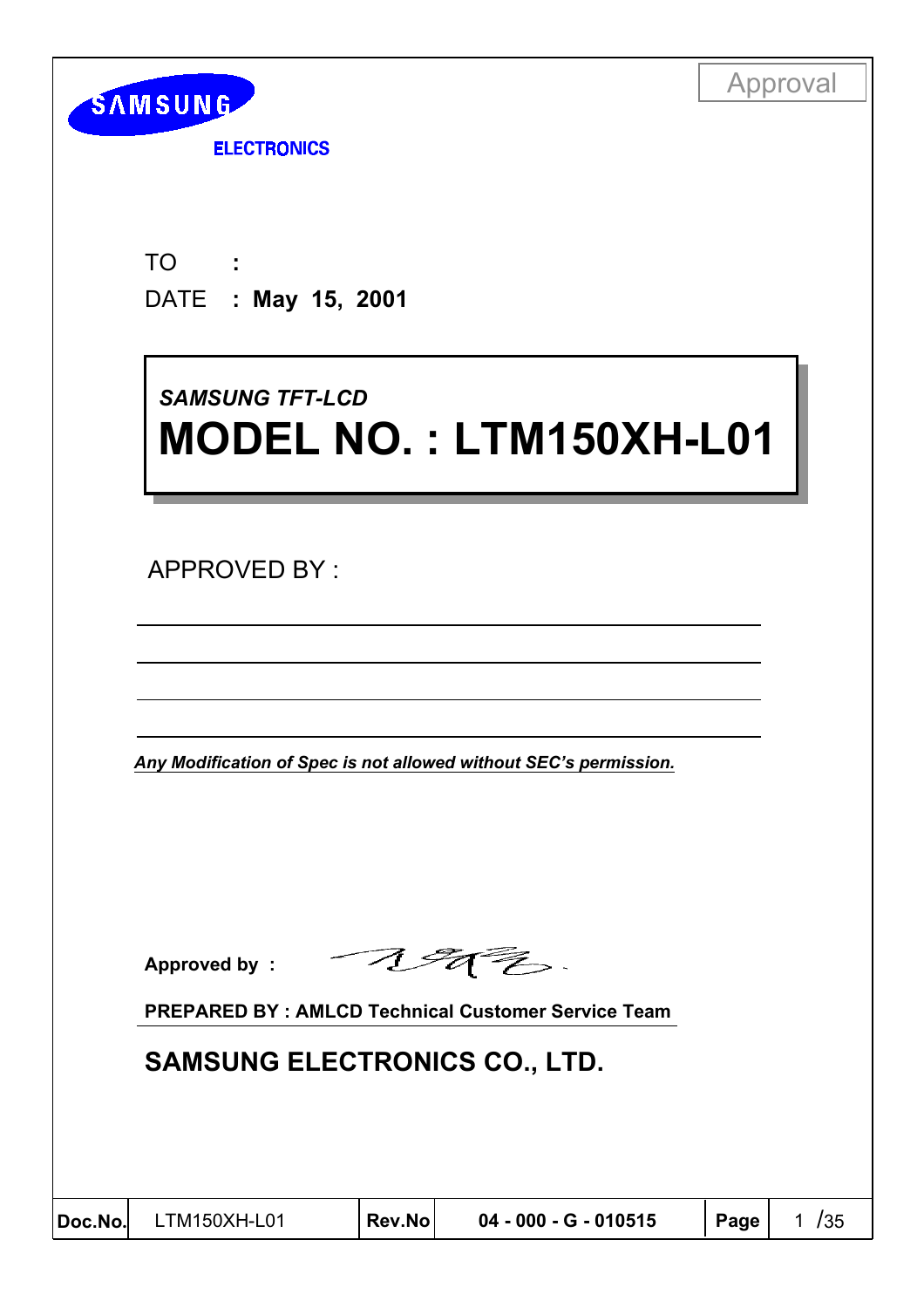Approval

SAMSUNG

ELECTRONICS

TO :

DATE : **May 15, 2001**

*SAMSUNG TFT-LCD*

# MODEL NO. : LTM150XH-L01

APPROVED BY :

***Any Modification of Spec is not allowed without SEC's permission.***

**Approved by :**

**PREPARED BY : AMLCD Technical Customer Service Team**

## SAMSUNG ELECTRONICS CO., LTD.

| Doc.No. | LTM150XH-L01 | Rev.No | 04 - 000 - G - 010515 |
|---|---|---|---|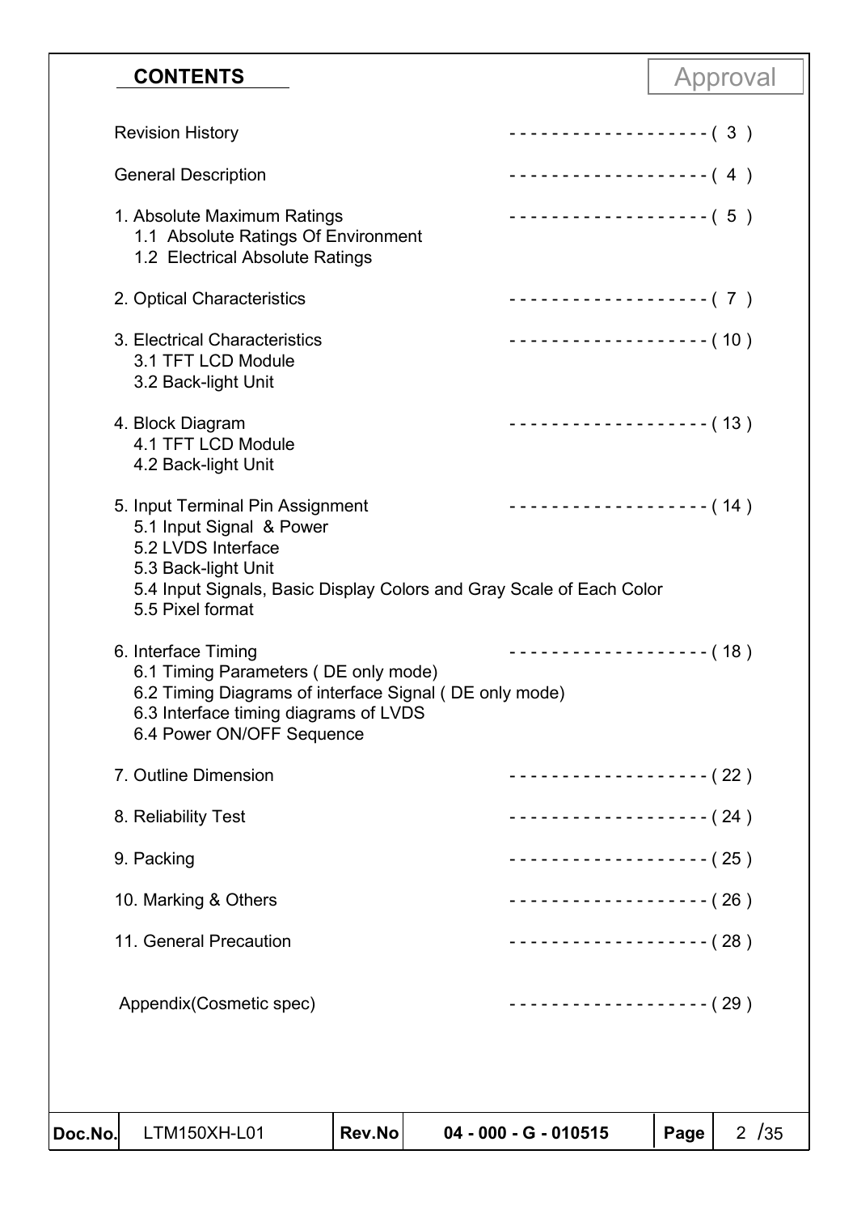## CONTENTS

Approval

Revision History ------------------- ( 3 )

General Description ------------------- ( 4 )

1. Absolute Maximum Ratings ------------------- ( 5 )
   - 1.1 Absolute Ratings Of Environment
   - 1.2 Electrical Absolute Ratings

2. Optical Characteristics ------------------- ( 7 )

3. Electrical Characteristics ------------------- ( 10 )
   - 3.1 TFT LCD Module
   - 3.2 Back-light Unit

4. Block Diagram ------------------- ( 13 )
   - 4.1 TFT LCD Module
   - 4.2 Back-light Unit

5. Input Terminal Pin Assignment ------------------- ( 14 )
   - 5.1 Input Signal & Power
   - 5.2 LVDS Interface
   - 5.3 Back-light Unit
   - 5.4 Input Signals, Basic Display Colors and Gray Scale of Each Color
   - 5.5 Pixel format

6. Interface Timing ------------------- ( 18 )
   - 6.1 Timing Parameters ( DE only mode)
   - 6.2 Timing Diagrams of interface Signal ( DE only mode)
   - 6.3 Interface timing diagrams of LVDS
   - 6.4 Power ON/OFF Sequence

7. Outline Dimension ------------------- ( 22 )

8. Reliability Test ------------------- ( 24 )

9. Packing ------------------- ( 25 )

10. Marking & Others ------------------- ( 26 )

11. General Precaution ------------------- ( 28 )

Appendix(Cosmetic spec) ------------------- ( 29 )

| Doc.No. | LTM150XH-L01 | Rev.No | 04 - 000 - G - 010515 | Page | 2 /35 |
|---|---|---|---|---|---|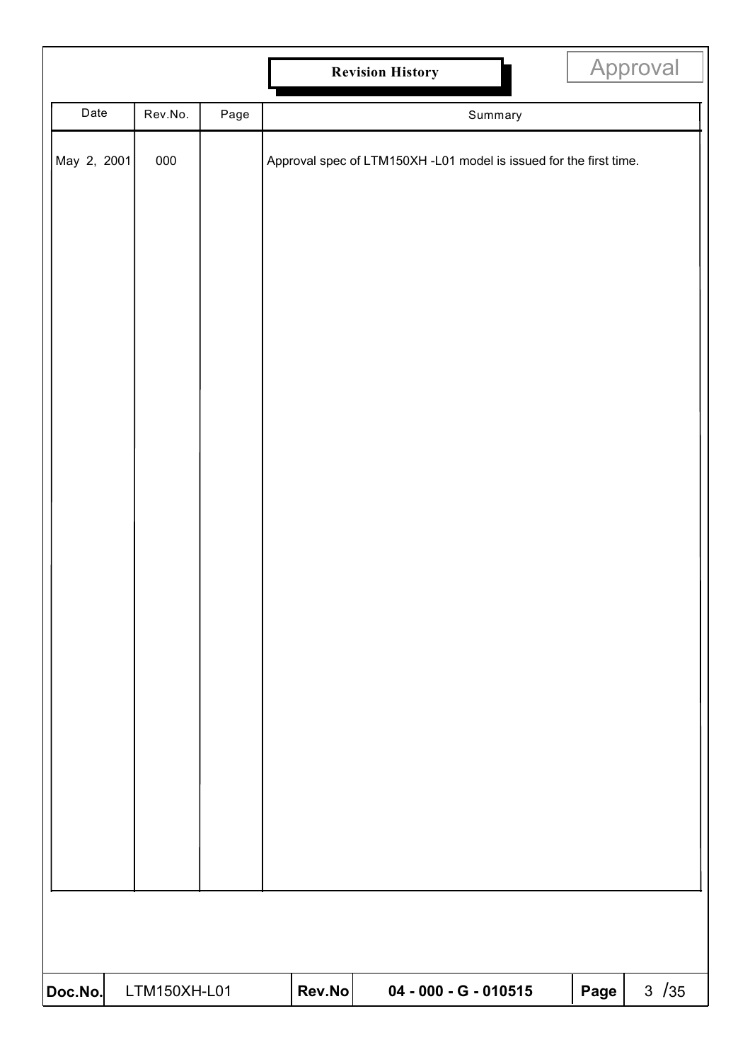# Revision History

Approval

| Date | Rev.No. | Page | Summary |
|---|---|---|---|
| May 2, 2001 | 000 | | Approval spec of LTM150XH -L01 model is issued for the first time. |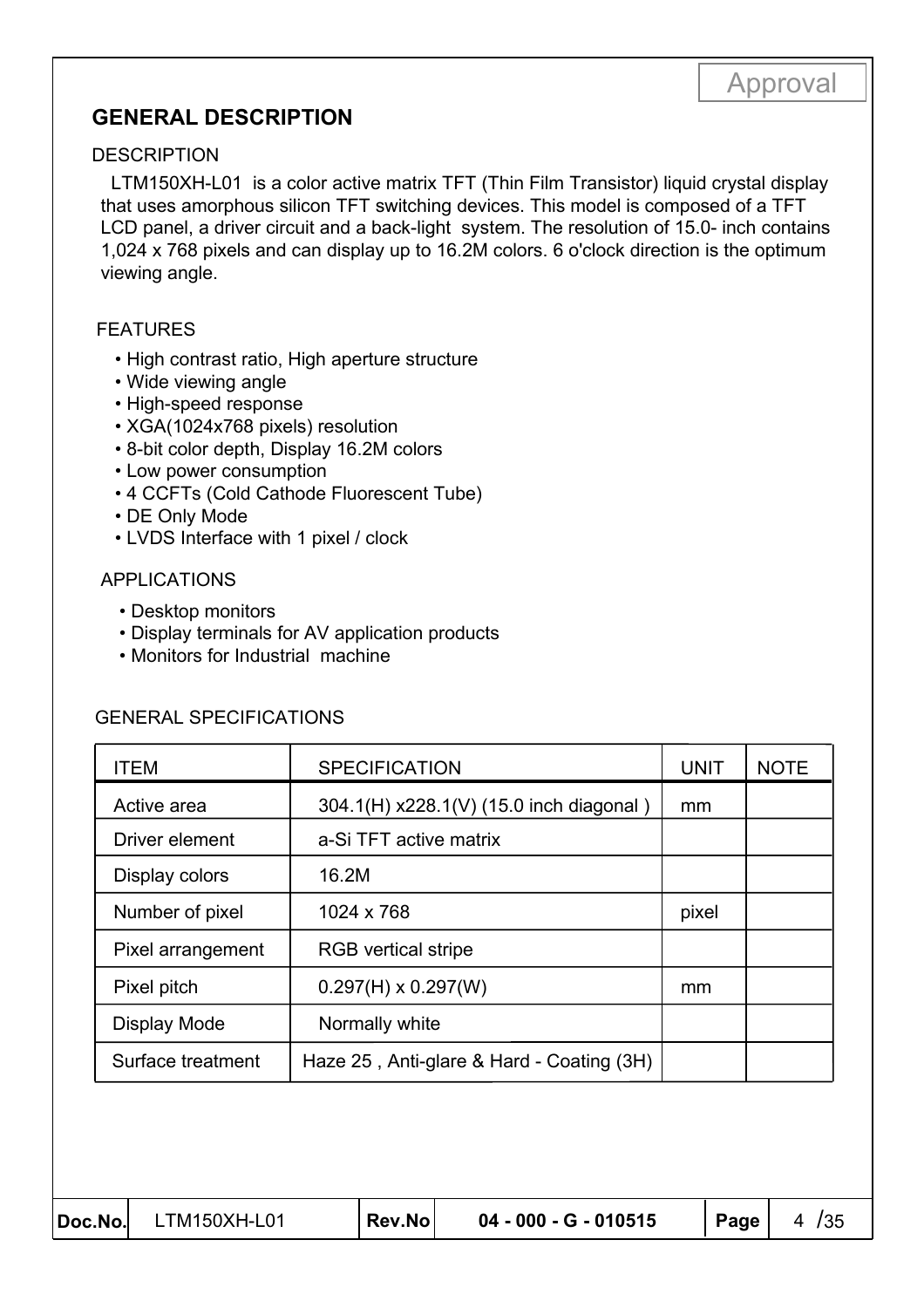## GENERAL DESCRIPTION

### DESCRIPTION

LTM150XH-L01 is a color active matrix TFT (Thin Film Transistor) liquid crystal display that uses amorphous silicon TFT switching devices. This model is composed of a TFT LCD panel, a driver circuit and a back-light system. The resolution of 15.0- inch contains 1,024 x 768 pixels and can display up to 16.2M colors. 6 o'clock direction is the optimum viewing angle.

### FEATURES

- High contrast ratio, High aperture structure
- Wide viewing angle
- High-speed response
- XGA(1024x768 pixels) resolution
- 8-bit color depth, Display 16.2M colors
- Low power consumption
- 4 CCFTs (Cold Cathode Fluorescent Tube)
- DE Only Mode
- LVDS Interface with 1 pixel / clock

### APPLICATIONS

- Desktop monitors
- Display terminals for AV application products
- Monitors for Industrial machine

### GENERAL SPECIFICATIONS

| ITEM | SPECIFICATION | UNIT | NOTE |
|---|---|---|---|
| Active area | 304.1(H) x228.1(V) (15.0 inch diagonal ) | mm | |
| Driver element | a-Si TFT active matrix | | |
| Display colors | 16.2M | | |
| Number of pixel | 1024 x 768 | pixel | |
| Pixel arrangement | RGB vertical stripe | | |
| Pixel pitch | 0.297(H) x 0.297(W) | mm | |
| Display Mode | Normally white | | |
| Surface treatment | Haze 25 , Anti-glare & Hard - Coating (3H) | | |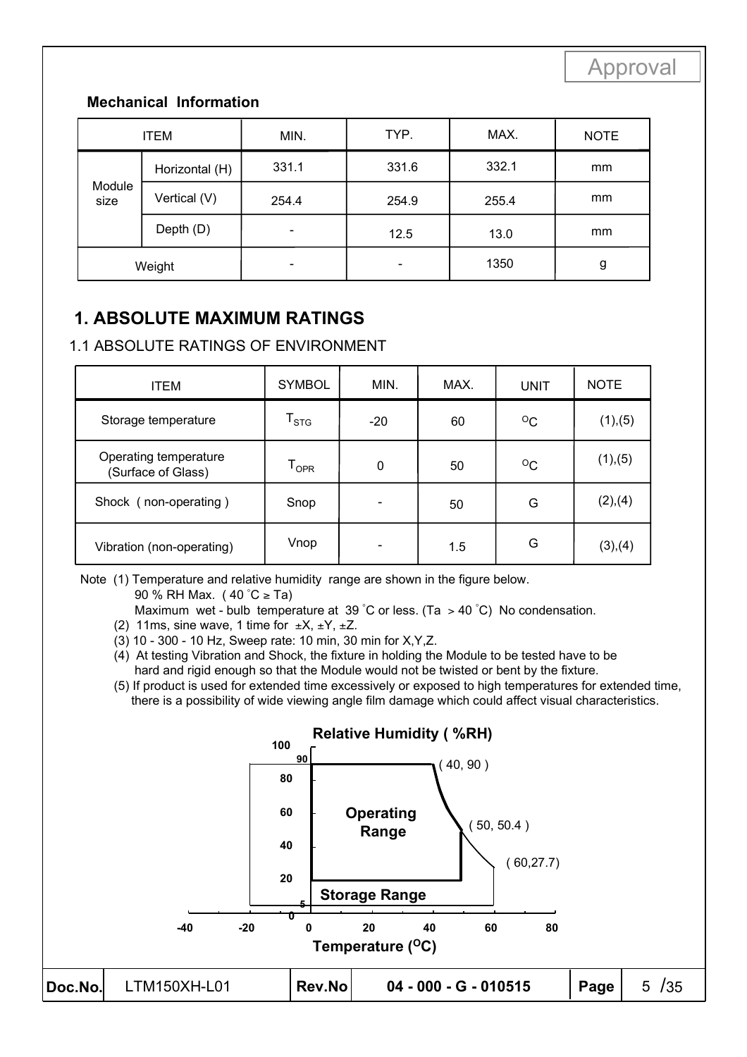Approval

**Mechanical Information**

| ITEM | | MIN. | TYP. | MAX. | NOTE |
|---|---|---|---|---|---|
| Module size | Horizontal (H) | 331.1 | 331.6 | 332.1 | mm |
| | Vertical (V) | 254.4 | 254.9 | 255.4 | mm |
| | Depth (D) | - | 12.5 | 13.0 | mm |
| Weight | | - | - | 1350 | g |

## 1. ABSOLUTE MAXIMUM RATINGS

### 1.1 ABSOLUTE RATINGS OF ENVIRONMENT

| ITEM | SYMBOL | MIN. | MAX. | UNIT | NOTE |
|---|---|---|---|---|---|
| Storage temperature | $T_{STG}$ | -20 | 60 | $^oC$ | (1),(5) |
| Operating temperature (Surface of Glass) | $T_{OPR}$ | 0 | 50 | $^oC$ | (1),(5) |
| Shock ( non-operating ) | Snop | - | 50 | G | (2),(4) |
| Vibration (non-operating) | Vnop | - | 1.5 | G | (3),(4) |

Note (1) Temperature and relative humidity range are shown in the figure below.
90 % RH Max. ( 40 °C ≥ Ta)
Maximum wet - bulb temperature at 39 °C or less. (Ta > 40 °C) No condensation.
(2) 11ms, sine wave, 1 time for ±X, ±Y, ±Z.
(3) 10 - 300 - 10 Hz, Sweep rate: 10 min, 30 min for X,Y,Z.
(4) At testing Vibration and Shock, the fixture in holding the Module to be tested have to be hard and rigid enough so that the Module would not be twisted or bent by the fixture.
(5) If product is used for extended time excessively or exposed to high temperatures for extended time, there is a possibility of wide viewing angle film damage which could affect visual characteristics.

Relative Humidity ( %RH)

Operating Range

Storage Range

( 40, 90 )

( 50, 50.4 )

( 60,27.7)

Temperature ($^OC$)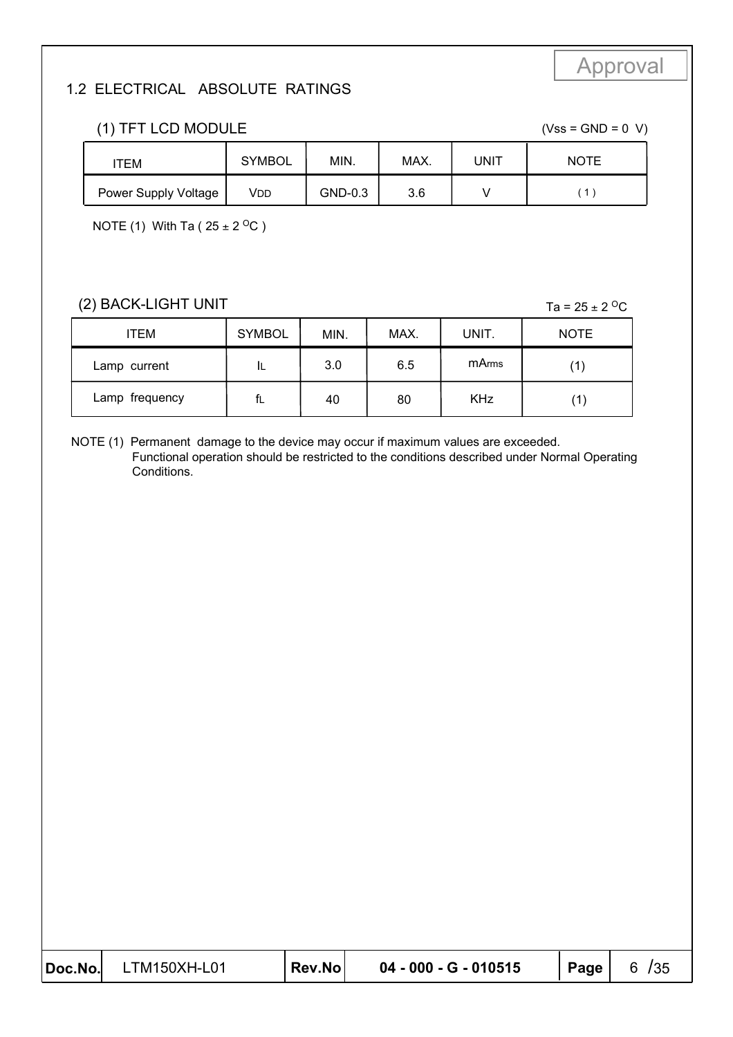Approval

## 1.2 ELECTRICAL ABSOLUTE RATINGS

### (1) TFT LCD MODULE

(Vss = GND = 0 V)

| ITEM | SYMBOL | MIN. | MAX. | UNIT | NOTE |
|---|---|---|---|---|---|
| Power Supply Voltage | $V_{DD}$ | GND-0.3 | 3.6 | V | ( 1 ) |

NOTE (1) With Ta ( 25 ± 2 $^{O}$C )

### (2) BACK-LIGHT UNIT

Ta = 25 ± 2 $^{O}$C

| ITEM | SYMBOL | MIN. | MAX. | UNIT. | NOTE |
|---|---|---|---|---|---|
| Lamp current | $I_L$ | 3.0 | 6.5 | $mA_{rms}$ | (1) |
| Lamp frequency | $f_L$ | 40 | 80 | KHz | (1) |

NOTE (1) Permanent damage to the device may occur if maximum values are exceeded. Functional operation should be restricted to the conditions described under Normal Operating Conditions.

| Doc.No. | LTM150XH-L01 | Rev.No | 04 - 000 - G - 010515 | Page |
|---|---|---|---|---|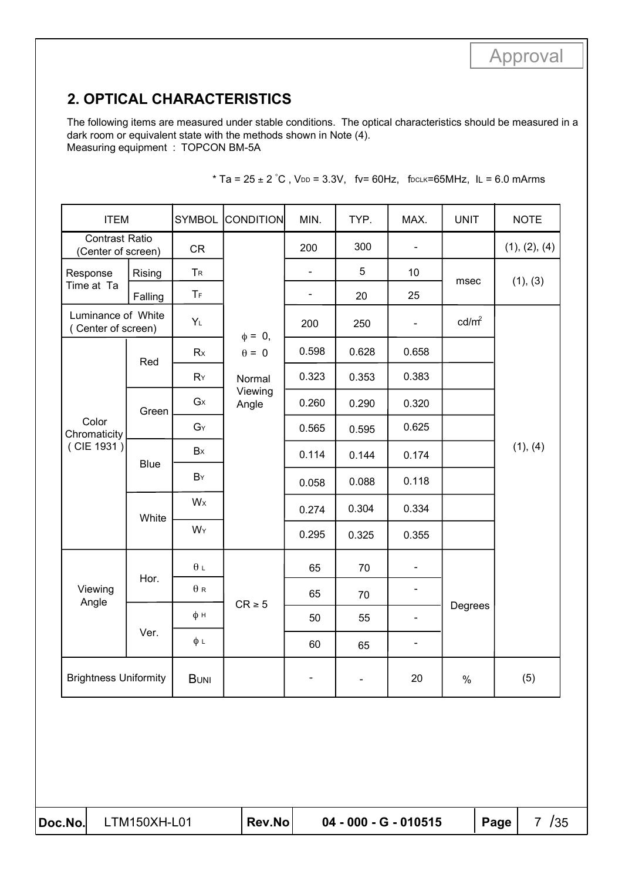## 2. OPTICAL CHARACTERISTICS

The following items are measured under stable conditions. The optical characteristics should be measured in a dark room or equivalent state with the methods shown in Note (4).
Measuring equipment : TOPCON BM-5A

* $Ta = 25 \pm 2\ ^{\circ}C$ , $V_{DD} = 3.3V$, $fv = 60Hz$, $f_{DCLK} = 65MHz$, $I_L = 6.0$ mArms

| ITEM | | SYMBOL | CONDITION | MIN. | TYP. | MAX. | UNIT | NOTE |
|---|---|---|---|---|---|---|---|---|
| Contrast Ratio (Center of screen) | | CR | $\phi = 0$, $\theta = 0$ Normal Viewing Angle | 200 | 300 | - | | (1), (2), (4) |
| Response Time at Ta | Rising | $T_R$ | | - | 5 | 10 | msec | (1), (3) |
| | Falling | $T_F$ | | - | 20 | 25 | | |
| Luminance of White ( Center of screen) | | $Y_L$ | | 200 | 250 | - | cd/m² | (1), (4) |
| Color Chromaticity ( CIE 1931 ) | Red | $R_X$ | | 0.598 | 0.628 | 0.658 | | |
| | | $R_Y$ | | 0.323 | 0.353 | 0.383 | | |
| | Green | $G_X$ | | 0.260 | 0.290 | 0.320 | | |
| | | $G_Y$ | | 0.565 | 0.595 | 0.625 | | |
| | Blue | $B_X$ | | 0.114 | 0.144 | 0.174 | | |
| | | $B_Y$ | | 0.058 | 0.088 | 0.118 | | |
| | White | $W_X$ | | 0.274 | 0.304 | 0.334 | | |
| | | $W_Y$ | | 0.295 | 0.325 | 0.355 | | |
| Viewing Angle | Hor. | $\theta_L$ | $CR \geq 5$ | 65 | 70 | - | Degrees | |
| | | $\theta_R$ | | 65 | 70 | - | | |
| | Ver. | $\phi_H$ | | 50 | 55 | - | | |
| | | $\phi_L$ | | 60 | 65 | - | | |
| Brightness Uniformity | | $B_{UNI}$ | | - | - | 20 | % | (5) |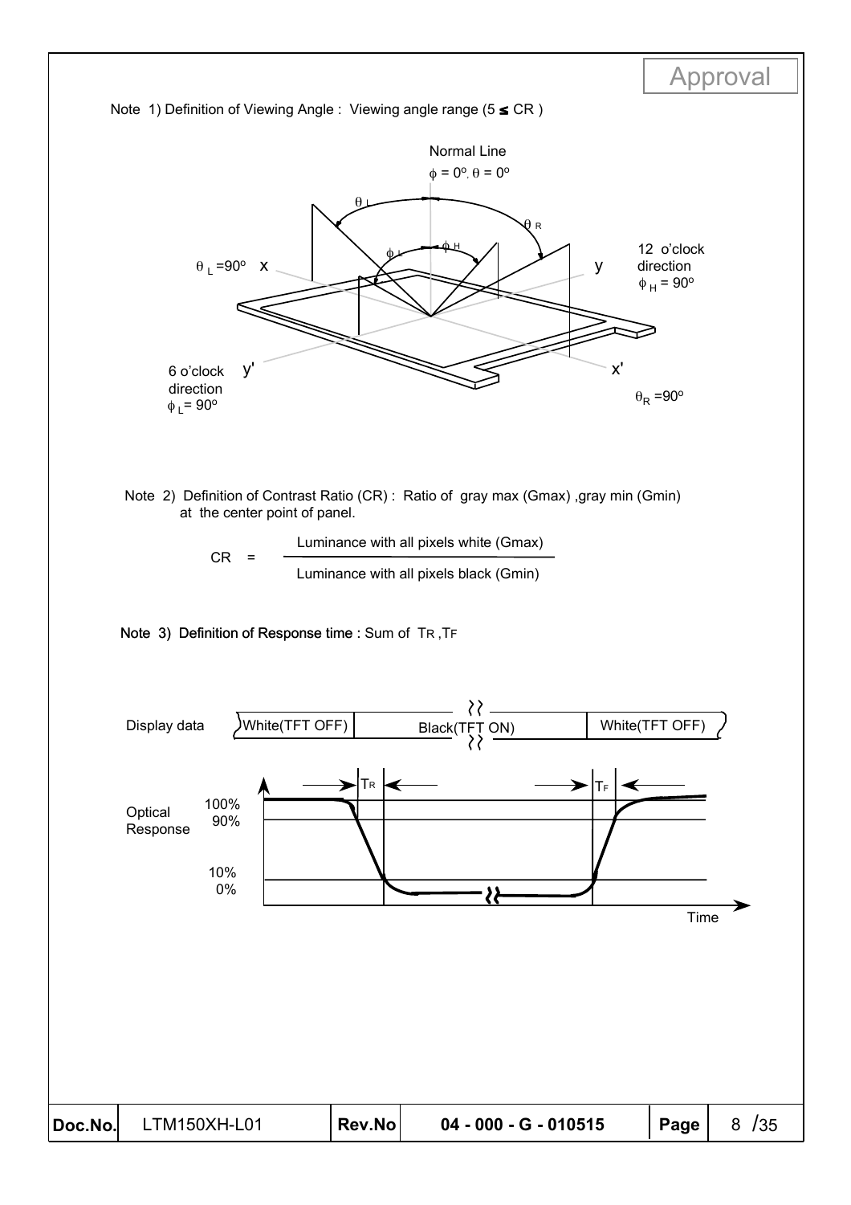Note 1) Definition of Viewing Angle : Viewing angle range ($5 \leq CR$)

Note 2) Definition of Contrast Ratio (CR) : Ratio of gray max (Gmax) ,gray min (Gmin) at the center point of panel.

$$CR = \frac{\text{Luminance with all pixels white (Gmax)}}{\text{Luminance with all pixels black (Gmin)}}$$

Note 3) Definition of Response time : Sum of $T_R$ ,$T_F$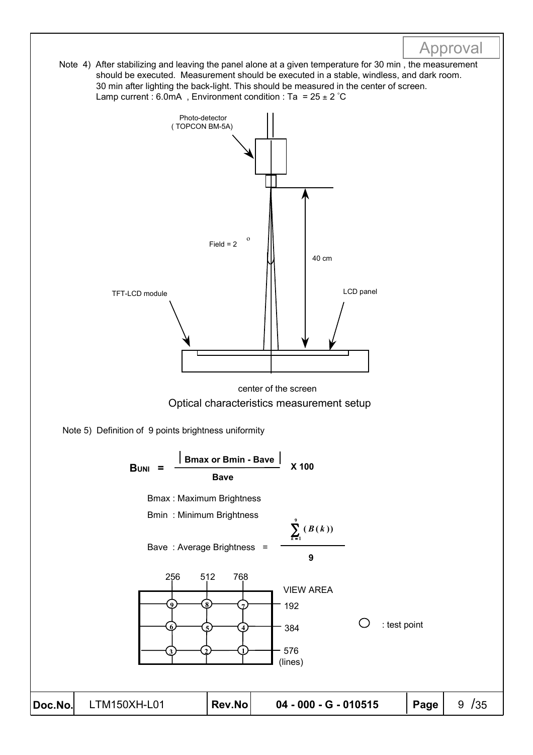Note 4) After stabilizing and leaving the panel alone at a given temperature for 30 min , the measurement should be executed. Measurement should be executed in a stable, windless, and dark room. 30 min after lighting the back-light. This should be measured in the center of screen. Lamp current : 6.0mA , Environment condition : Ta = 25 ± 2 °C

Photo-detector (TOPCON BM-5A)

Field = 2 °

40 cm

TFT-LCD module

LCD panel

center of the screen

Optical characteristics measurement setup

Note 5) Definition of 9 points brightness uniformity

$$B_{UNI} = \frac{\left| \text{Bmax or Bmin} - \text{Bave} \right|}{\text{Bave}} \times 100$$

Bmax : Maximum Brightness

Bmin : Minimum Brightness

Bave : Average Brightness = $\dfrac{\sum_{k=1}^{9} (B(k))}{9}$

VIEW AREA

Columns: 256, 512, 768

Lines: 192, 384, 576 (lines)

| | 256 | 512 | 768 |
|---|---|---|---|
| 192 | 9 | 8 | 7 |
| 384 | 6 | 5 | 4 |
| 576 | 3 | 2 | 1 |

○ : test point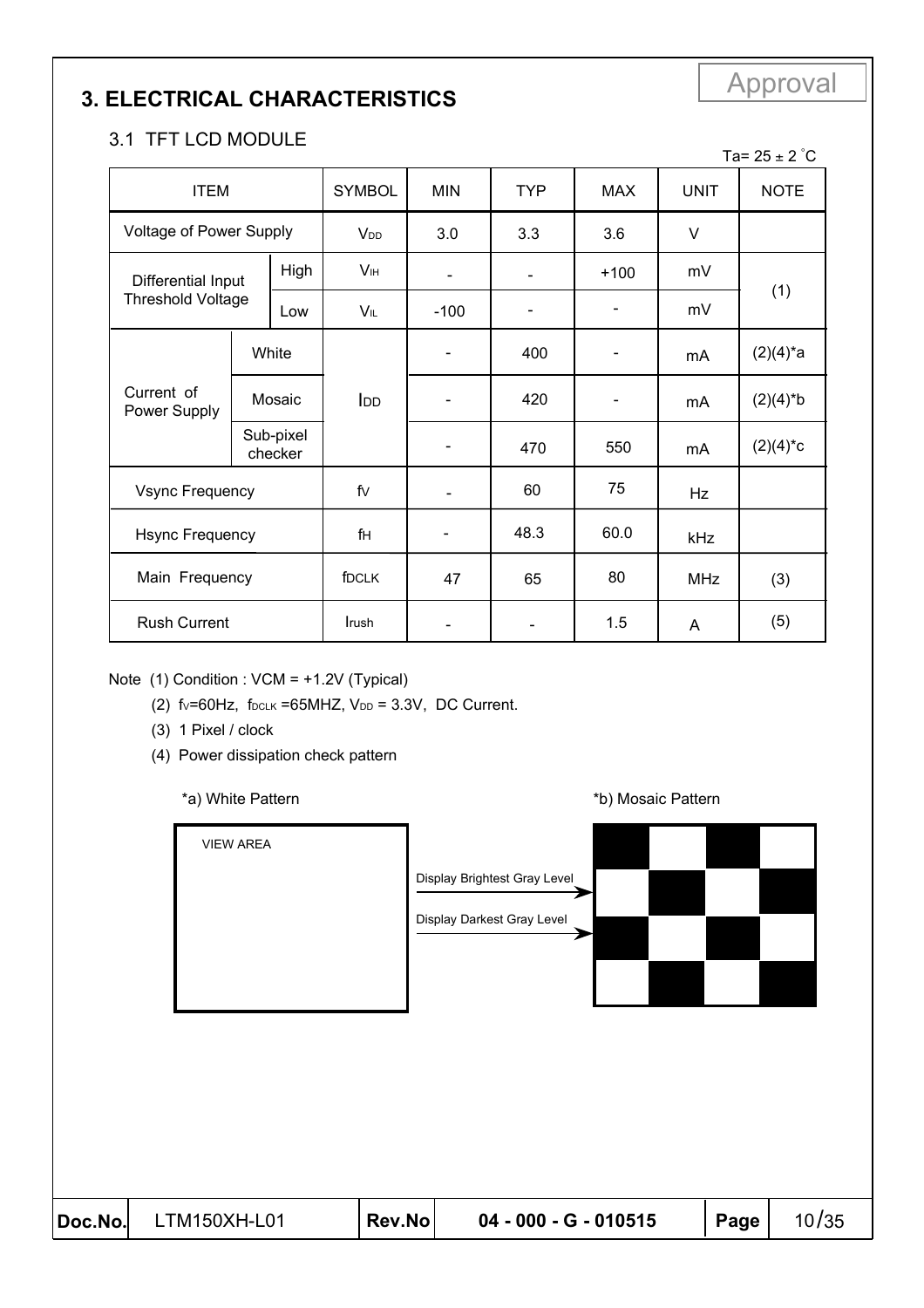Approval

# 3. ELECTRICAL CHARACTERISTICS

## 3.1 TFT LCD MODULE

Ta= 25 ± 2 ˚C

| ITEM | | SYMBOL | MIN | TYP | MAX | UNIT | NOTE |
|---|---|---|---|---|---|---|---|
| Voltage of Power Supply | | $V_{DD}$ | 3.0 | 3.3 | 3.6 | V | |
| Differential Input Threshold Voltage | High | $V_{IH}$ | - | - | +100 | mV | (1) |
| | Low | $V_{IL}$ | -100 | - | - | mV | |
| Current of Power Supply | White | $I_{DD}$ | - | 400 | - | mA | (2)(4)*a |
| | Mosaic | | - | 420 | - | mA | (2)(4)*b |
| | Sub-pixel checker | | - | 470 | 550 | mA | (2)(4)*c |
| Vsync Frequency | | $f_V$ | - | 60 | 75 | Hz | |
| Hsync Frequency | | $f_H$ | - | 48.3 | 60.0 | kHz | |
| Main Frequency | | $f_{DCLK}$ | 47 | 65 | 80 | MHz | (3) |
| Rush Current | | $I_{rush}$ | - | - | 1.5 | A | (5) |

Note (1) Condition : VCM = +1.2V (Typical)

(2) $f_V$=60Hz, $f_{DCLK}$ =65MHZ, $V_{DD}$ = 3.3V, DC Current.

(3) 1 Pixel / clock

(4) Power dissipation check pattern

*a) White Pattern

VIEW AREA

*b) Mosaic Pattern

Display Brightest Gray Level

Display Darkest Gray Level

| Doc.No. | LTM150XH-L01 | Rev.No | 04 - 000 - G - 010515 |
|---|---|---|---|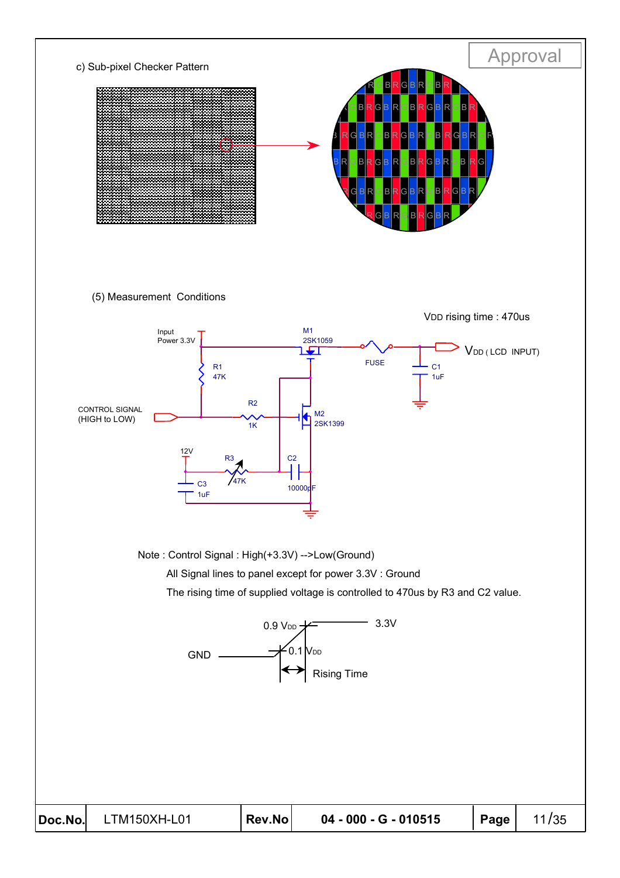c) Sub-pixel Checker Pattern

(5) Measurement Conditions

VDD rising time : 470us

Input Power 3.3V

M1 2SK1059

FUSE

$V_{DD}$ ( LCD INPUT)

C1 1uF

R1 47K

CONTROL SIGNAL (HIGH to LOW)

R2 1K

M2 2SK1399

12V

R3 47K

C2 10000pF

C3 1uF

Note : Control Signal : High(+3.3V) -->Low(Ground)

All Signal lines to panel except for power 3.3V : Ground

The rising time of supplied voltage is controlled to 470us by R3 and C2 value.

0.9 $V_{DD}$ 3.3V

GND 0.1 $V_{DD}$

Rising Time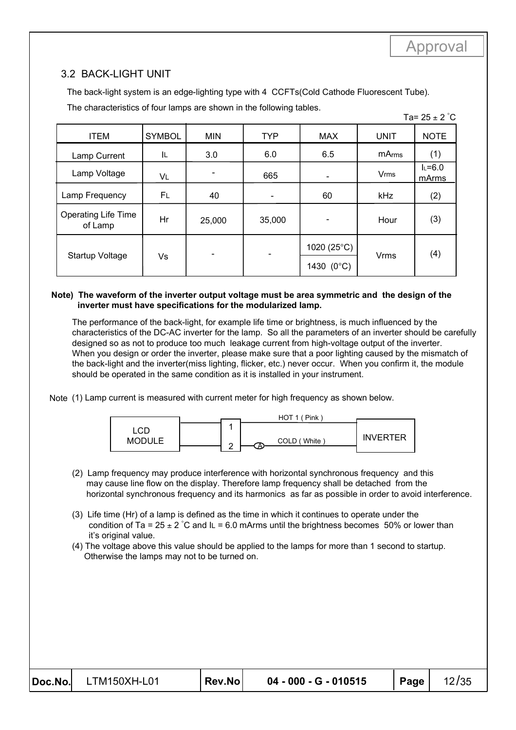## 3.2 BACK-LIGHT UNIT

The back-light system is an edge-lighting type with 4 CCFTs(Cold Cathode Fluorescent Tube).

The characteristics of four lamps are shown in the following tables.

Ta= 25 ± 2 ˚C

| ITEM | SYMBOL | MIN | TYP | MAX | UNIT | NOTE |
|---|---|---|---|---|---|---|
| Lamp Current | $I_L$ | 3.0 | 6.0 | 6.5 | $mA_{rms}$ | (1) |
| Lamp Voltage | $V_L$ | - | 665 | - | $V_{rms}$ | $I_L$=6.0 mArms |
| Lamp Frequency | $F_L$ | 40 | - | 60 | kHz | (2) |
| Operating Life Time of Lamp | Hr | 25,000 | 35,000 | - | Hour | (3) |
| Startup Voltage | Vs | - | - | 1020 (25°C)<br>1430 (0°C) | Vrms | (4) |

**Note) The waveform of the inverter output voltage must be area symmetric and the design of the inverter must have specifications for the modularized lamp.**

The performance of the back-light, for example life time or brightness, is much influenced by the characteristics of the DC-AC inverter for the lamp. So all the parameters of an inverter should be carefully designed so as not to produce too much leakage current from high-voltage output of the inverter. When you design or order the inverter, please make sure that a poor lighting caused by the mismatch of the back-light and the inverter(miss lighting, flicker, etc.) never occur. When you confirm it, the module should be operated in the same condition as it is installed in your instrument.

Note (1) Lamp current is measured with current meter for high frequency as shown below.

LCD MODULE — 1 — HOT 1 ( Pink ) — INVERTER
LCD MODULE — 2 — (A) — COLD ( White ) — INVERTER

(2) Lamp frequency may produce interference with horizontal synchronous frequency and this may cause line flow on the display. Therefore lamp frequency shall be detached from the horizontal synchronous frequency and its harmonics as far as possible in order to avoid interference.

(3) Life time (Hr) of a lamp is defined as the time in which it continues to operate under the condition of Ta = 25 ± 2 ˚C and $I_L$ = 6.0 mArms until the brightness becomes 50% or lower than it's original value.

(4) The voltage above this value should be applied to the lamps for more than 1 second to startup. Otherwise the lamps may not to be turned on.

| Doc.No. | LTM150XH-L01 | Rev.No | 04 - 000 - G - 010515 | Page | 12/35 |
|---|---|---|---|---|---|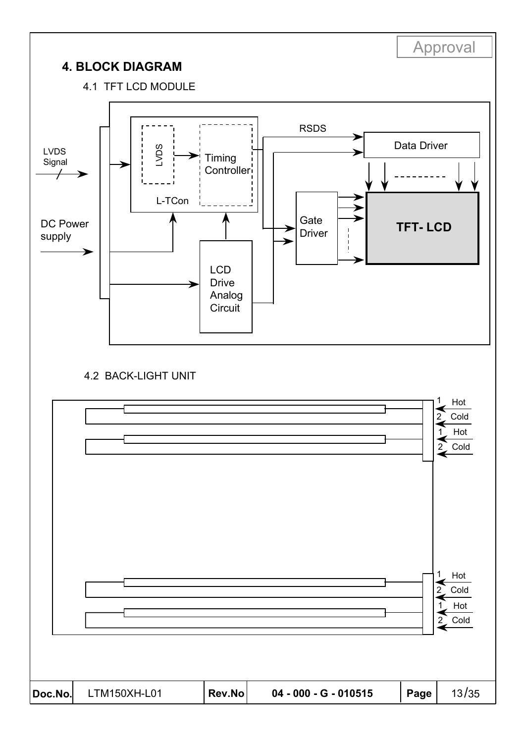Approval

## 4. BLOCK DIAGRAM

### 4.1 TFT LCD MODULE

LVDS Signal

DC Power supply

LVDS

Timing Controller

L-TCon

RSDS

Data Driver

Gate Driver

TFT- LCD

LCD Drive Analog Circuit

### 4.2 BACK-LIGHT UNIT

1 Hot
2 Cold
1 Hot
2 Cold

1 Hot
2 Cold
1 Hot
2 Cold

| Doc.No. | LTM150XH-L01 | Rev.No | 04 - 000 - G - 010515 | Page | 13/35 |
|---|---|---|---|---|---|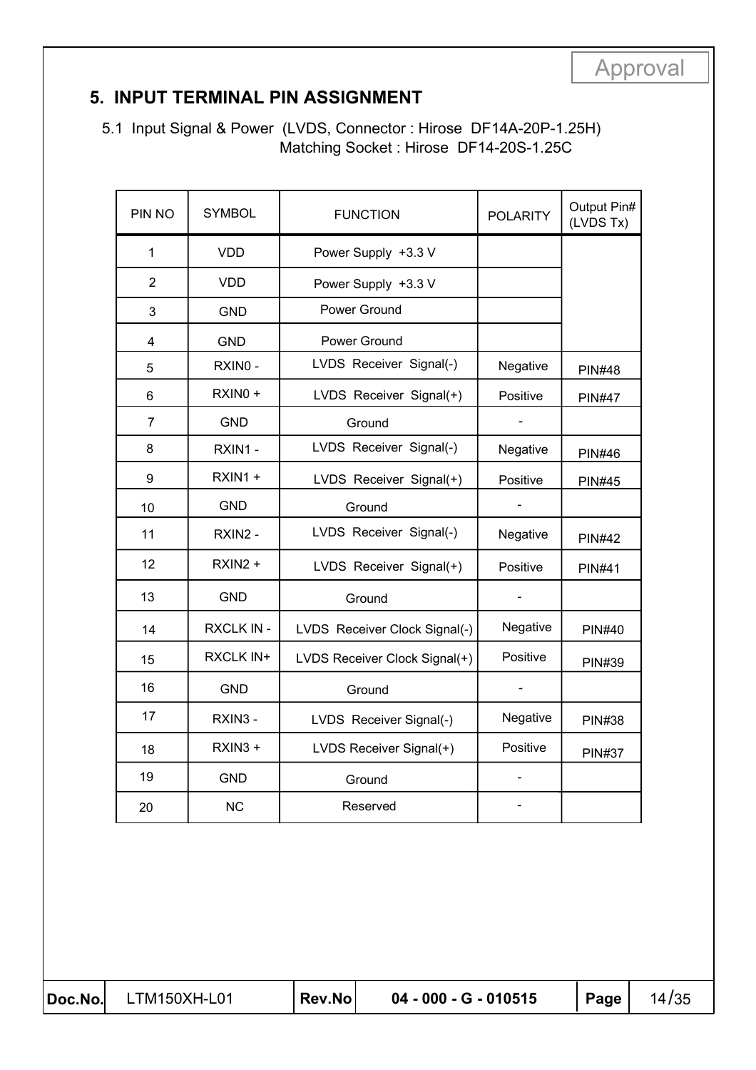Approval

## 5. INPUT TERMINAL PIN ASSIGNMENT

5.1 Input Signal & Power (LVDS, Connector : Hirose DF14A-20P-1.25H)
Matching Socket : Hirose DF14-20S-1.25C

| PIN NO | SYMBOL | FUNCTION | POLARITY | Output Pin# (LVDS Tx) |
|---|---|---|---|---|
| 1 | VDD | Power Supply +3.3 V | | |
| 2 | VDD | Power Supply +3.3 V | | |
| 3 | GND | Power Ground | | |
| 4 | GND | Power Ground | | |
| 5 | RXIN0 - | LVDS Receiver Signal(-) | Negative | PIN#48 |
| 6 | RXIN0 + | LVDS Receiver Signal(+) | Positive | PIN#47 |
| 7 | GND | Ground | - | |
| 8 | RXIN1 - | LVDS Receiver Signal(-) | Negative | PIN#46 |
| 9 | RXIN1 + | LVDS Receiver Signal(+) | Positive | PIN#45 |
| 10 | GND | Ground | - | |
| 11 | RXIN2 - | LVDS Receiver Signal(-) | Negative | PIN#42 |
| 12 | RXIN2 + | LVDS Receiver Signal(+) | Positive | PIN#41 |
| 13 | GND | Ground | - | |
| 14 | RXCLK IN - | LVDS Receiver Clock Signal(-) | Negative | PIN#40 |
| 15 | RXCLK IN+ | LVDS Receiver Clock Signal(+) | Positive | PIN#39 |
| 16 | GND | Ground | - | |
| 17 | RXIN3 - | LVDS Receiver Signal(-) | Negative | PIN#38 |
| 18 | RXIN3 + | LVDS Receiver Signal(+) | Positive | PIN#37 |
| 19 | GND | Ground | - | |
| 20 | NC | Reserved | - | |

| Doc.No. | LTM150XH-L01 | Rev.No | 04 - 000 - G - 010515 | Page | 14/35 |
|---|---|---|---|---|---|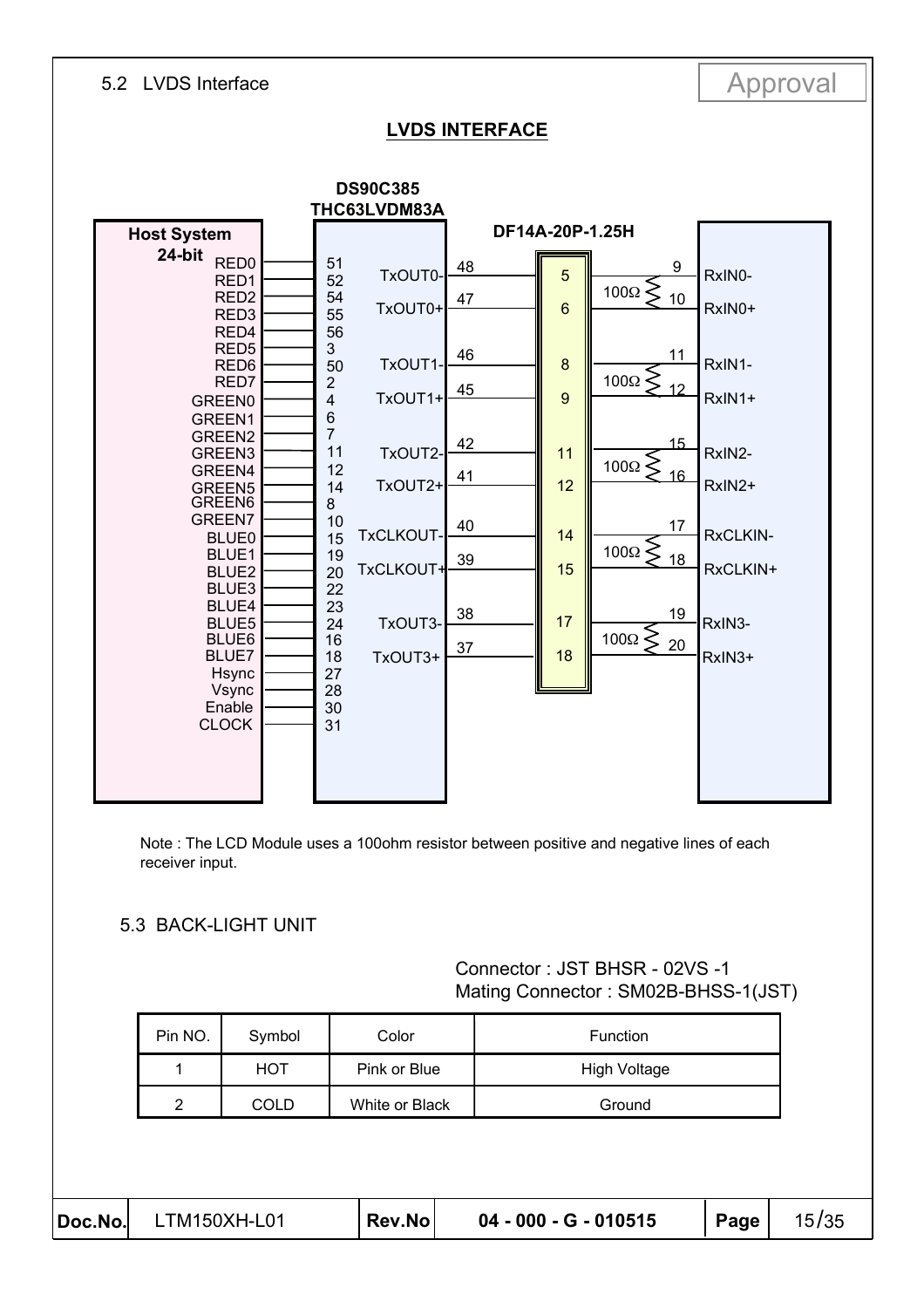## 5.2 LVDS Interface

Approval

**LVDS INTERFACE**

**DS90C385**
**THC63LVDM83A**

**Host System 24-bit**

**DF14A-20P-1.25H**

| Host System 24-bit | DS90C385 pin |
|---|---|
| RED0 | 51 |
| RED1 | 52 |
| RED2 | 54 |
| RED3 | 55 |
| RED4 | 56 |
| RED5 | 3 |
| RED6 | 50 |
| RED7 | 2 |
| GREEN0 | 4 |
| GREEN1 | 6 |
| GREEN2 | 7 |
| GREEN3 | 11 |
| GREEN4 | 12 |
| GREEN5 | 14 |
| GREEN6 | 8 |
| GREEN7 | 10 |
| BLUE0 | 15 |
| BLUE1 | 19 |
| BLUE2 | 20 |
| BLUE3 | 22 |
| BLUE4 | 23 |
| BLUE5 | 24 |
| BLUE6 | 16 |
| BLUE7 | 18 |
| Hsync | 27 |
| Vsync | 28 |
| Enable | 30 |
| CLOCK | 31 |

| Transmitter Output | Tx Pin | DF14A-20P-1.25H Pin | Termination | Receiver Pin | Receiver Input |
|---|---|---|---|---|---|
| TxOUT0- | 48 | 5 | 100Ω | 9 | RxIN0- |
| TxOUT0+ | 47 | 6 | | 10 | RxIN0+ |
| TxOUT1- | 46 | 8 | 100Ω | 11 | RxIN1- |
| TxOUT1+ | 45 | 9 | | 12 | RxIN1+ |
| TxOUT2- | 42 | 11 | 100Ω | 15 | RxIN2- |
| TxOUT2+ | 41 | 12 | | 16 | RxIN2+ |
| TxCLKOUT- | 40 | 14 | 100Ω | 17 | RxCLKIN- |
| TxCLKOUT+ | 39 | 15 | | 18 | RxCLKIN+ |
| TxOUT3- | 38 | 17 | 100Ω | 19 | RxIN3- |
| TxOUT3+ | 37 | 18 | | 20 | RxIN3+ |

Note : The LCD Module uses a 100ohm resistor between positive and negative lines of each receiver input.

## 5.3 BACK-LIGHT UNIT

Connector : JST BHSR - 02VS -1
Mating Connector : SM02B-BHSS-1(JST)

| Pin NO. | Symbol | Color | Function |
|---|---|---|---|
| 1 | HOT | Pink or Blue | High Voltage |
| 2 | COLD | White or Black | Ground |

| Doc.No. | LTM150XH-L01 | Rev.No | 04 - 000 - G - 010515 | Page | 15/35 |
|---|---|---|---|---|---|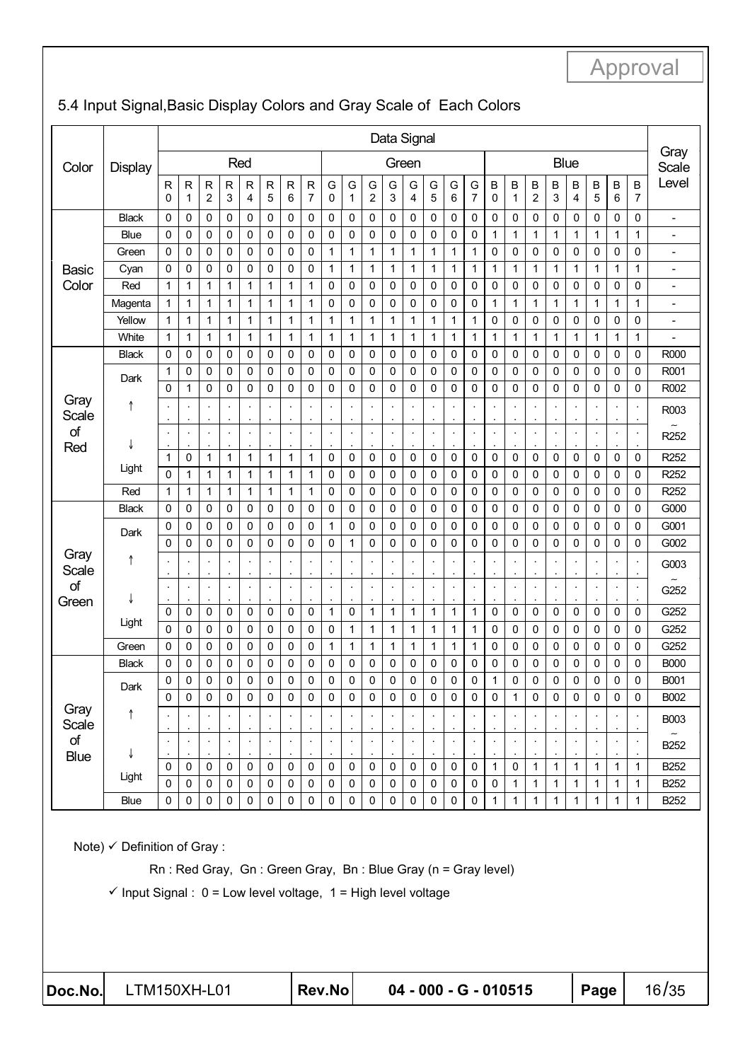## 5.4 Input Signal,Basic Display Colors and Gray Scale of Each Colors

| Color | Display | Data Signal | | | | | | | | | | | | | | | | | | | | | | | | Gray Scale Level |
|---|---|---|---|---|---|---|---|---|---|---|---|---|---|---|---|---|---|---|---|---|---|---|---|---|---|---|
| | | Red | | | | | | | | Green | | | | | | | | Blue | | | | | | | | |
| | | R0 | R1 | R2 | R3 | R4 | R5 | R6 | R7 | G0 | G1 | G2 | G3 | G4 | G5 | G6 | G7 | B0 | B1 | B2 | B3 | B4 | B5 | B6 | B7 | |
| Basic Color | Black | 0 | 0 | 0 | 0 | 0 | 0 | 0 | 0 | 0 | 0 | 0 | 0 | 0 | 0 | 0 | 0 | 0 | 0 | 0 | 0 | 0 | 0 | 0 | 0 | - |
| | Blue | 0 | 0 | 0 | 0 | 0 | 0 | 0 | 0 | 0 | 0 | 0 | 0 | 0 | 0 | 0 | 0 | 1 | 1 | 1 | 1 | 1 | 1 | 1 | 1 | - |
| | Green | 0 | 0 | 0 | 0 | 0 | 0 | 0 | 0 | 1 | 1 | 1 | 1 | 1 | 1 | 1 | 1 | 0 | 0 | 0 | 0 | 0 | 0 | 0 | 0 | - |
| | Cyan | 0 | 0 | 0 | 0 | 0 | 0 | 0 | 0 | 1 | 1 | 1 | 1 | 1 | 1 | 1 | 1 | 1 | 1 | 1 | 1 | 1 | 1 | 1 | 1 | - |
| | Red | 1 | 1 | 1 | 1 | 1 | 1 | 1 | 1 | 0 | 0 | 0 | 0 | 0 | 0 | 0 | 0 | 0 | 0 | 0 | 0 | 0 | 0 | 0 | 0 | - |
| | Magenta | 1 | 1 | 1 | 1 | 1 | 1 | 1 | 1 | 0 | 0 | 0 | 0 | 0 | 0 | 0 | 0 | 1 | 1 | 1 | 1 | 1 | 1 | 1 | 1 | - |
| | Yellow | 1 | 1 | 1 | 1 | 1 | 1 | 1 | 1 | 1 | 1 | 1 | 1 | 1 | 1 | 1 | 1 | 0 | 0 | 0 | 0 | 0 | 0 | 0 | 0 | - |
| | White | 1 | 1 | 1 | 1 | 1 | 1 | 1 | 1 | 1 | 1 | 1 | 1 | 1 | 1 | 1 | 1 | 1 | 1 | 1 | 1 | 1 | 1 | 1 | 1 | - |
| Gray Scale of Red | Black | 0 | 0 | 0 | 0 | 0 | 0 | 0 | 0 | 0 | 0 | 0 | 0 | 0 | 0 | 0 | 0 | 0 | 0 | 0 | 0 | 0 | 0 | 0 | 0 | R000 |
| | Dark | 1 | 0 | 0 | 0 | 0 | 0 | 0 | 0 | 0 | 0 | 0 | 0 | 0 | 0 | 0 | 0 | 0 | 0 | 0 | 0 | 0 | 0 | 0 | 0 | R001 |
| | | 0 | 1 | 0 | 0 | 0 | 0 | 0 | 0 | 0 | 0 | 0 | 0 | 0 | 0 | 0 | 0 | 0 | 0 | 0 | 0 | 0 | 0 | 0 | 0 | R002 |
| | ↑ | : | : | : | : | : | : | : | : | : | : | : | : | : | : | : | : | : | : | : | : | : | : | : | : | R003 ~ R252 |
| | ↓ | : | : | : | : | : | : | : | : | : | : | : | : | : | : | : | : | : | : | : | : | : | : | : | : | |
| | Light | 1 | 0 | 1 | 1 | 1 | 1 | 1 | 1 | 0 | 0 | 0 | 0 | 0 | 0 | 0 | 0 | 0 | 0 | 0 | 0 | 0 | 0 | 0 | 0 | R252 |
| | | 0 | 1 | 1 | 1 | 1 | 1 | 1 | 1 | 0 | 0 | 0 | 0 | 0 | 0 | 0 | 0 | 0 | 0 | 0 | 0 | 0 | 0 | 0 | 0 | R252 |
| | Red | 1 | 1 | 1 | 1 | 1 | 1 | 1 | 1 | 0 | 0 | 0 | 0 | 0 | 0 | 0 | 0 | 0 | 0 | 0 | 0 | 0 | 0 | 0 | 0 | R252 |
| Gray Scale of Green | Black | 0 | 0 | 0 | 0 | 0 | 0 | 0 | 0 | 0 | 0 | 0 | 0 | 0 | 0 | 0 | 0 | 0 | 0 | 0 | 0 | 0 | 0 | 0 | 0 | G000 |
| | Dark | 0 | 0 | 0 | 0 | 0 | 0 | 0 | 0 | 1 | 0 | 0 | 0 | 0 | 0 | 0 | 0 | 0 | 0 | 0 | 0 | 0 | 0 | 0 | 0 | G001 |
| | | 0 | 0 | 0 | 0 | 0 | 0 | 0 | 0 | 0 | 1 | 0 | 0 | 0 | 0 | 0 | 0 | 0 | 0 | 0 | 0 | 0 | 0 | 0 | 0 | G002 |
| | ↑ | : | : | : | : | : | : | : | : | : | : | : | : | : | : | : | : | : | : | : | : | : | : | : | : | G003 ~ G252 |
| | ↓ | : | : | : | : | : | : | : | : | : | : | : | : | : | : | : | : | : | : | : | : | : | : | : | : | |
| | Light | 0 | 0 | 0 | 0 | 0 | 0 | 0 | 0 | 1 | 0 | 1 | 1 | 1 | 1 | 1 | 1 | 0 | 0 | 0 | 0 | 0 | 0 | 0 | 0 | G252 |
| | | 0 | 0 | 0 | 0 | 0 | 0 | 0 | 0 | 0 | 1 | 1 | 1 | 1 | 1 | 1 | 1 | 0 | 0 | 0 | 0 | 0 | 0 | 0 | 0 | G252 |
| | Green | 0 | 0 | 0 | 0 | 0 | 0 | 0 | 0 | 1 | 1 | 1 | 1 | 1 | 1 | 1 | 1 | 0 | 0 | 0 | 0 | 0 | 0 | 0 | 0 | G252 |
| Gray Scale of Blue | Black | 0 | 0 | 0 | 0 | 0 | 0 | 0 | 0 | 0 | 0 | 0 | 0 | 0 | 0 | 0 | 0 | 0 | 0 | 0 | 0 | 0 | 0 | 0 | 0 | B000 |
| | Dark | 0 | 0 | 0 | 0 | 0 | 0 | 0 | 0 | 0 | 0 | 0 | 0 | 0 | 0 | 0 | 0 | 1 | 0 | 0 | 0 | 0 | 0 | 0 | 0 | B001 |
| | | 0 | 0 | 0 | 0 | 0 | 0 | 0 | 0 | 0 | 0 | 0 | 0 | 0 | 0 | 0 | 0 | 0 | 1 | 0 | 0 | 0 | 0 | 0 | 0 | B002 |
| | ↑ | : | : | : | : | : | : | : | : | : | : | : | : | : | : | : | : | : | : | : | : | : | : | : | : | B003 ~ B252 |
| | ↓ | : | : | : | : | : | : | : | : | : | : | : | : | : | : | : | : | : | : | : | : | : | : | : | : | |
| | Light | 0 | 0 | 0 | 0 | 0 | 0 | 0 | 0 | 0 | 0 | 0 | 0 | 0 | 0 | 0 | 0 | 1 | 0 | 1 | 1 | 1 | 1 | 1 | 1 | B252 |
| | | 0 | 0 | 0 | 0 | 0 | 0 | 0 | 0 | 0 | 0 | 0 | 0 | 0 | 0 | 0 | 0 | 0 | 1 | 1 | 1 | 1 | 1 | 1 | 1 | B252 |
| | Blue | 0 | 0 | 0 | 0 | 0 | 0 | 0 | 0 | 0 | 0 | 0 | 0 | 0 | 0 | 0 | 0 | 1 | 1 | 1 | 1 | 1 | 1 | 1 | 1 | B252 |

Note) ✓ Definition of Gray :

Rn : Red Gray, Gn : Green Gray, Bn : Blue Gray (n = Gray level)

✓ Input Signal : 0 = Low level voltage, 1 = High level voltage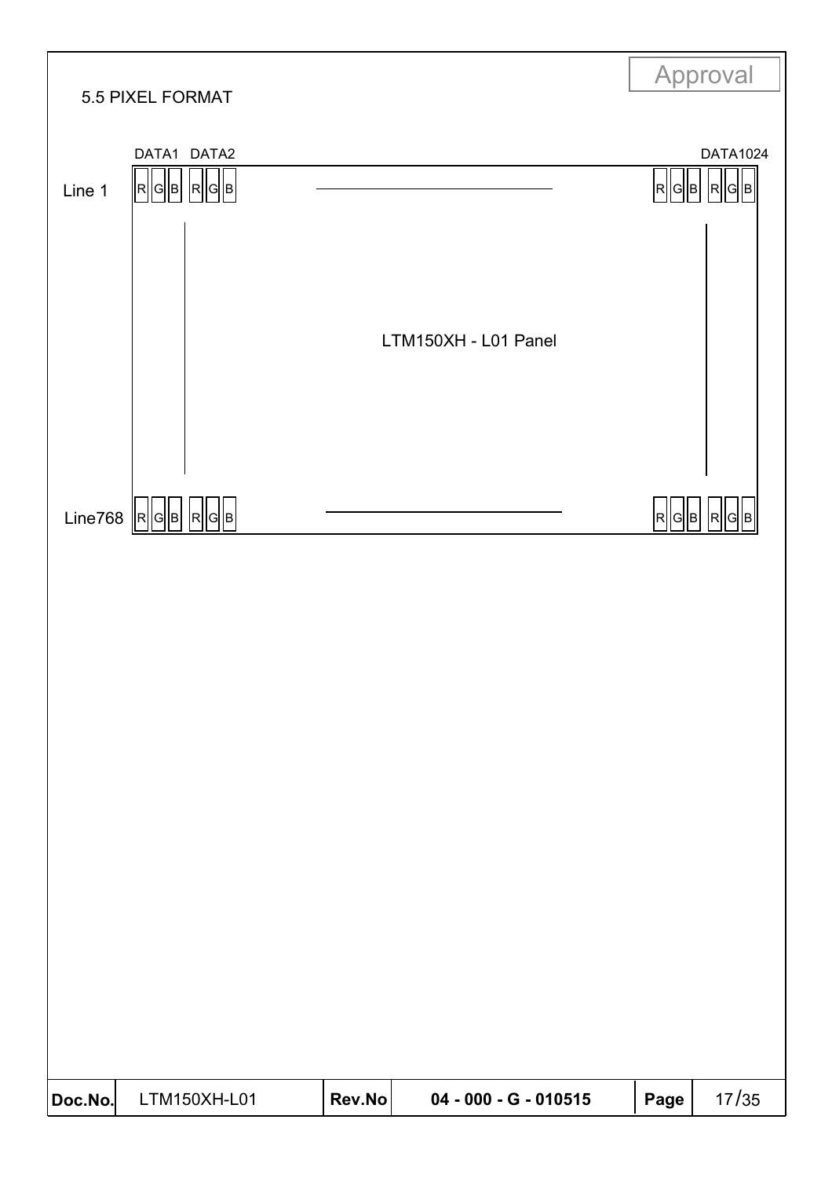Approval

## 5.5 PIXEL FORMAT

DATA1 DATA2 DATA1024

Line 1 R G B R G B R G B R G B

LTM150XH - L01 Panel

Line768 R G B R G B R G B R G B

| Doc.No. | LTM150XH-L01 | Rev.No | 04 - 000 - G - 010515 | Page | 17/35 |
|---|---|---|---|---|---|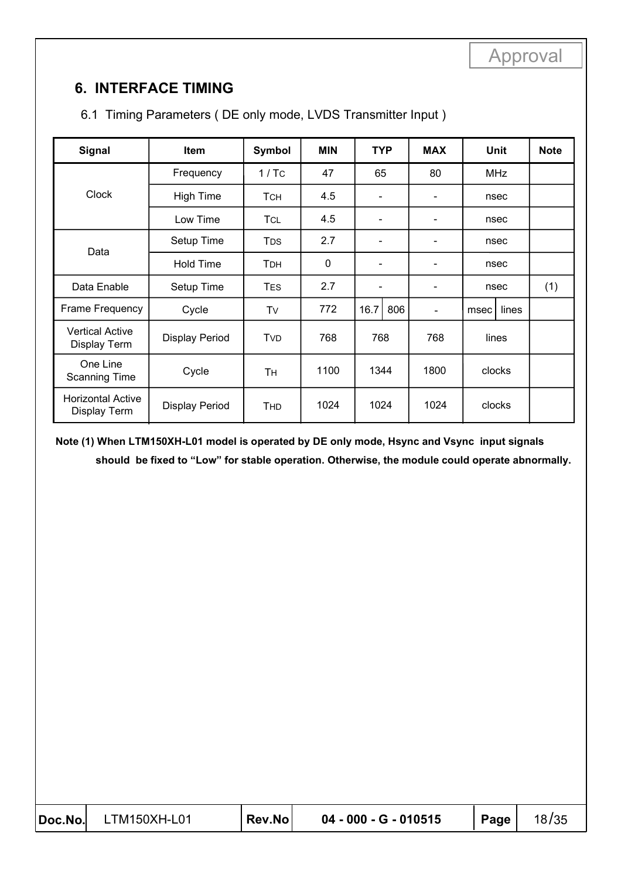Approval

## 6. INTERFACE TIMING

6.1 Timing Parameters ( DE only mode, LVDS Transmitter Input )

| Signal | Item | Symbol | MIN | TYP | MAX | Unit | Note |
|---|---|---|---|---|---|---|---|
| Clock | Frequency | $1/T_C$ | 47 | 65 | 80 | MHz | |
| | High Time | $T_{CH}$ | 4.5 | - | - | nsec | |
| | Low Time | $T_{CL}$ | 4.5 | - | - | nsec | |
| Data | Setup Time | $T_{DS}$ | 2.7 | - | - | nsec | |
| | Hold Time | $T_{DH}$ | 0 | - | - | nsec | |
| Data Enable | Setup Time | $T_{ES}$ | 2.7 | - | - | nsec | (1) |
| Frame Frequency | Cycle | $T_V$ | 772 | 16.7 / 806 | - | msec / lines | |
| Vertical Active Display Term | Display Period | $T_{VD}$ | 768 | 768 | 768 | lines | |
| One Line Scanning Time | Cycle | $T_H$ | 1100 | 1344 | 1800 | clocks | |
| Horizontal Active Display Term | Display Period | $T_{HD}$ | 1024 | 1024 | 1024 | clocks | |

**Note (1) When LTM150XH-L01 model is operated by DE only mode, Hsync and Vsync input signals should be fixed to "Low" for stable operation. Otherwise, the module could operate abnormally.**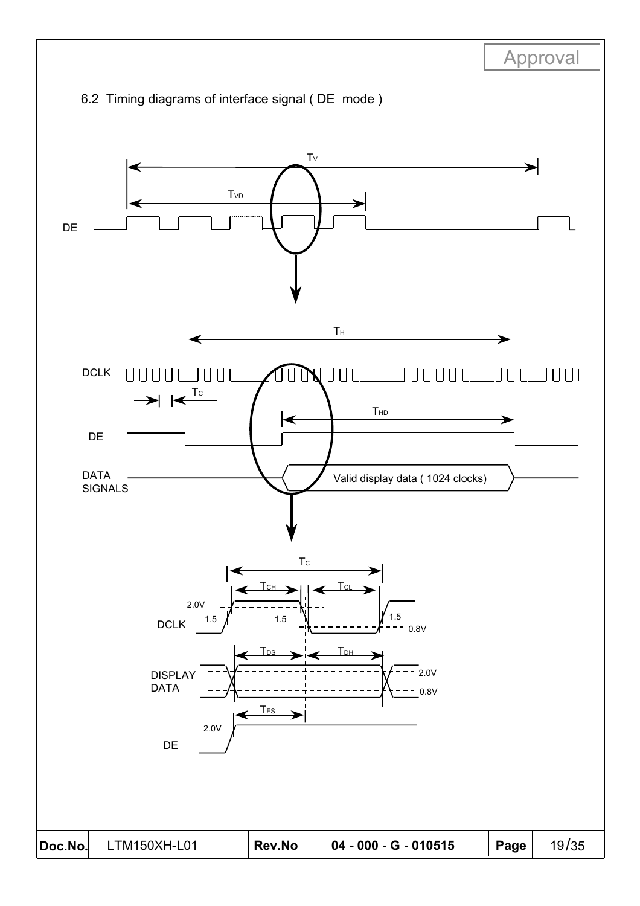## 6.2 Timing diagrams of interface signal ( DE mode )

$T_V$

$T_{VD}$

DE

$T_H$

DCLK

$T_C$

$T_{HD}$

DE

DATA SIGNALS

Valid display data ( 1024 clocks)

$T_C$

$T_{CH}$ $T_{CL}$

2.0V

DCLK 1.5 1.5 1.5 0.8V

$T_{DS}$ $T_{DH}$

DISPLAY DATA 2.0V 0.8V

$T_{ES}$

2.0V

DE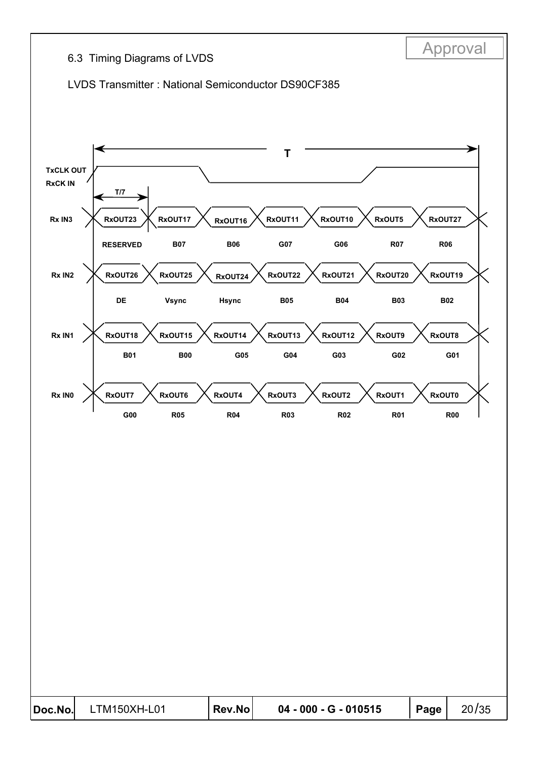"Approval" stamp: Approval

### 6.3 Timing Diagrams of LVDS

LVDS Transmitter : National Semiconductor DS90CF385

T

TxCLK OUT
RxCK IN

T/7

| Rx IN3 | RxOUT23 | RxOUT17 | RxOUT16 | RxOUT11 | RxOUT10 | RxOUT5 | RxOUT27 |
|---|---|---|---|---|---|---|---|
| | RESERVED | B07 | B06 | G07 | G06 | R07 | R06 |
| **Rx IN2** | RxOUT26 | RxOUT25 | RxOUT24 | RxOUT22 | RxOUT21 | RxOUT20 | RxOUT19 |
| | DE | Vsync | Hsync | B05 | B04 | B03 | B02 |
| **Rx IN1** | RxOUT18 | RxOUT15 | RxOUT14 | RxOUT13 | RxOUT12 | RxOUT9 | RxOUT8 |
| | B01 | B00 | G05 | G04 | G03 | G02 | G01 |
| **Rx IN0** | RxOUT7 | RxOUT6 | RxOUT4 | RxOUT3 | RxOUT2 | RxOUT1 | RxOUT0 |
| | G00 | R05 | R04 | R03 | R02 | R01 | R00 |

| Doc.No. | LTM150XH-L01 | Rev.No | 04 - 000 - G - 010515 | Page | 20/35 |
|---|---|---|---|---|---|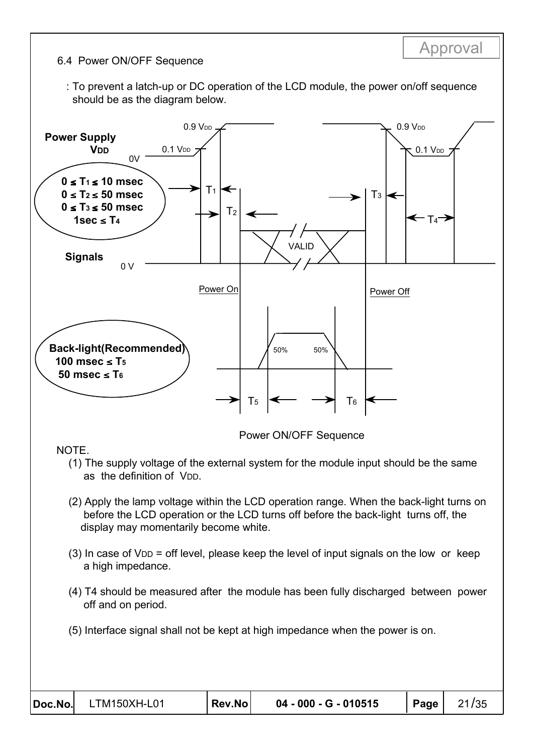## 6.4 Power ON/OFF Sequence

: To prevent a latch-up or DC operation of the LCD module, the power on/off sequence should be as the diagram below.

**Power Supply**
**$V_{DD}$**

$0 \le T_1 \le 10$ msec
$0 \le T_2 \le 50$ msec
$0 \le T_3 \le 50$ msec
$1\text{sec} \le T_4$

**Signals**

**Back-light(Recommended)**
$100 \text{ msec} \le T_5$
$50 \text{ msec} \le T_6$

Power ON/OFF Sequence

NOTE.

(1) The supply voltage of the external system for the module input should be the same as the definition of $V_{DD}$.

(2) Apply the lamp voltage within the LCD operation range. When the back-light turns on before the LCD operation or the LCD turns off before the back-light turns off, the display may momentarily become white.

(3) In case of $V_{DD}$ = off level, please keep the level of input signals on the low or keep a high impedance.

(4) T4 should be measured after the module has been fully discharged between power off and on period.

(5) Interface signal shall not be kept at high impedance when the power is on.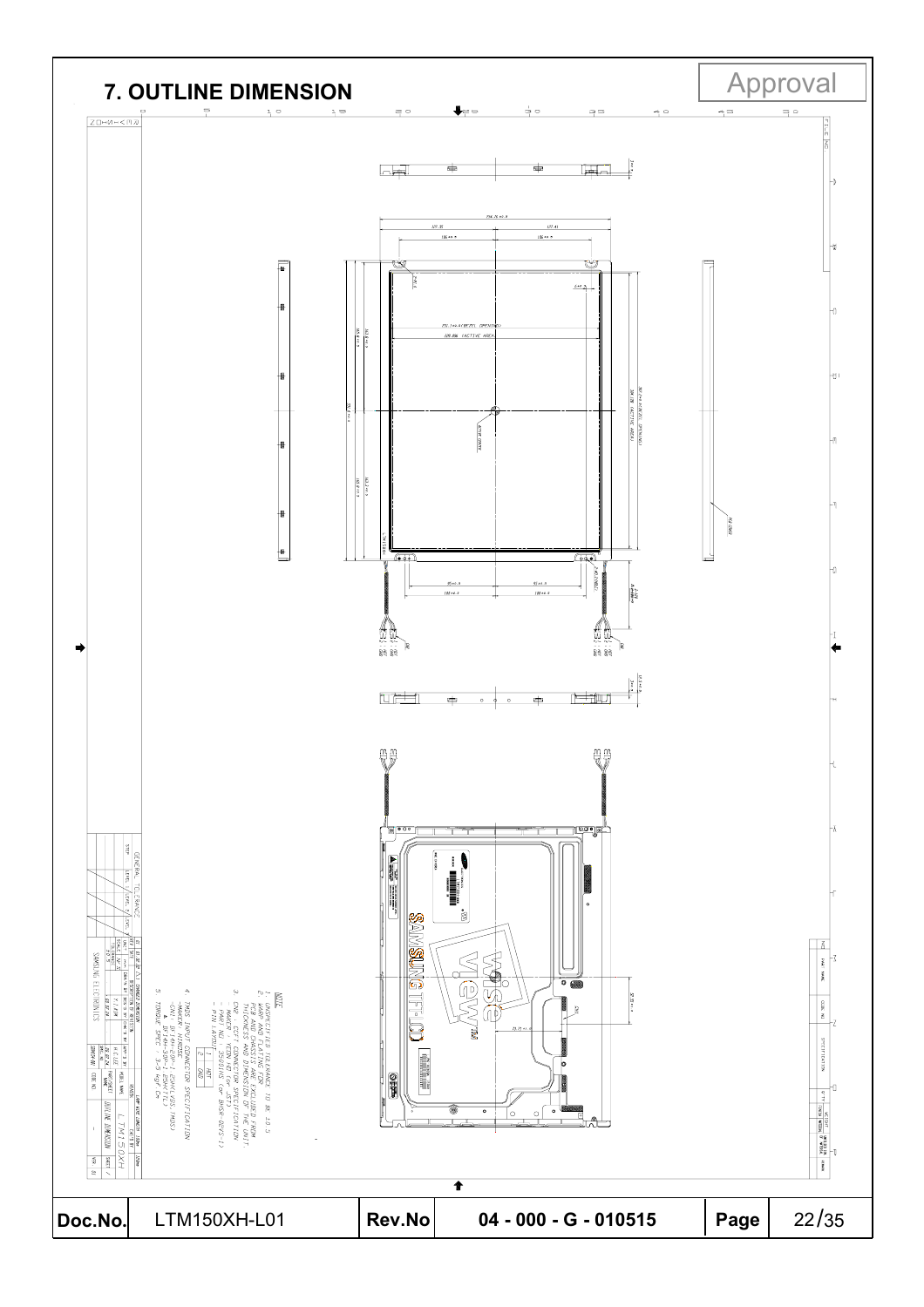# 7. OUTLINE DIMENSION

Approval

NOTE
1. UNSPECIFIED TOLERANCE TO BE ±0.5
2. WARP AND FLATING FOR FCP AND CHASSIS ARE EXCLUDED FROM THICKNESS AND DIMENSION OF THE UNIT.
3. CN2 : CCFT CONNECTOR SPECIFICATION
 - MAKER : YEON HO
 - PART NO. : 35001HS (or BHSR-02VS-1)
 - PIN LAYOUT

| 1 | HOT |
|---|---|
| 2 | GND |

4. TMDS INPUT CONNECTOR SPECIFICATION
 - MAKER : HIROSE
 - CN1 : DF14H-20P-1.25H(LVDS TMDS)
 - DF14H-30P-1.25H(TTL)
5. TORQUE SPEC : 3~5 kgf·cm

SAMSUNG ELECTRONICS

OUTLINE DIMENSION

LTM150XH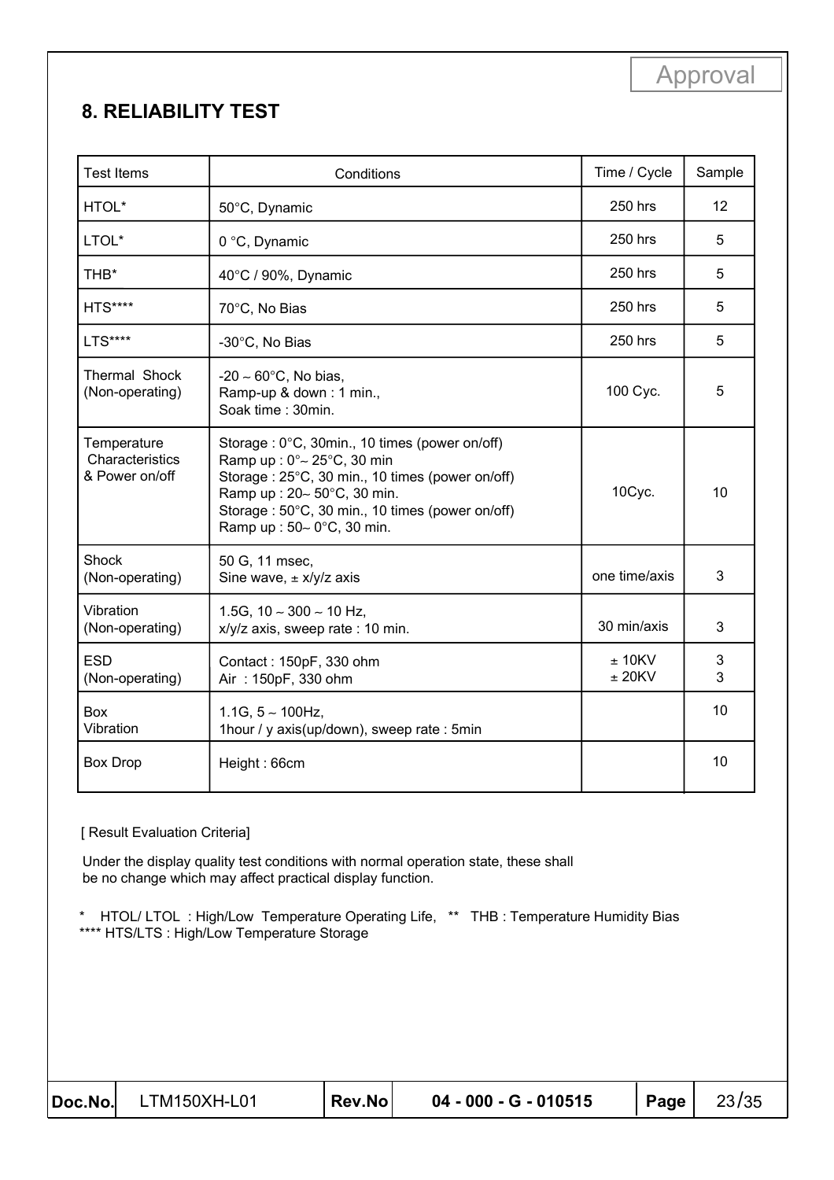Approval

## 8. RELIABILITY TEST

| Test Items | Conditions | Time / Cycle | Sample |
|---|---|---|---|
| HTOL* | 50°C, Dynamic | 250 hrs | 12 |
| LTOL* | 0 °C, Dynamic | 250 hrs | 5 |
| THB* | 40°C / 90%, Dynamic | 250 hrs | 5 |
| HTS**** | 70°C, No Bias | 250 hrs | 5 |
| LTS**** | -30°C, No Bias | 250 hrs | 5 |
| Thermal Shock (Non-operating) | -20 ~ 60°C, No bias,<br>Ramp-up & down : 1 min.,<br>Soak time : 30min. | 100 Cyc. | 5 |
| Temperature Characteristics & Power on/off | Storage : 0°C, 30min., 10 times (power on/off)<br>Ramp up : 0°~ 25°C, 30 min<br>Storage : 25°C, 30 min., 10 times (power on/off)<br>Ramp up : 20~ 50°C, 30 min.<br>Storage : 50°C, 30 min., 10 times (power on/off)<br>Ramp up : 50~ 0°C, 30 min. | 10Cyc. | 10 |
| Shock (Non-operating) | 50 G, 11 msec,<br>Sine wave, ± x/y/z axis | one time/axis | 3 |
| Vibration (Non-operating) | 1.5G, 10 ~ 300 ~ 10 Hz,<br>x/y/z axis, sweep rate : 10 min. | 30 min/axis | 3 |
| ESD (Non-operating) | Contact : 150pF, 330 ohm<br>Air : 150pF, 330 ohm | ± 10KV<br>± 20KV | 3<br>3 |
| Box Vibration | 1.1G, 5 ~ 100Hz,<br>1hour / y axis(up/down), sweep rate : 5min | | 10 |
| Box Drop | Height : 66cm | | 10 |

[ Result Evaluation Criteria]

Under the display quality test conditions with normal operation state, these shall be no change which may affect practical display function.

* HTOL/ LTOL : High/Low Temperature Operating Life, ** THB : Temperature Humidity Bias
**** HTS/LTS : High/Low Temperature Storage

| Doc.No. | LTM150XH-L01 | Rev.No | 04 - 000 - G - 010515 |
|---|---|---|---|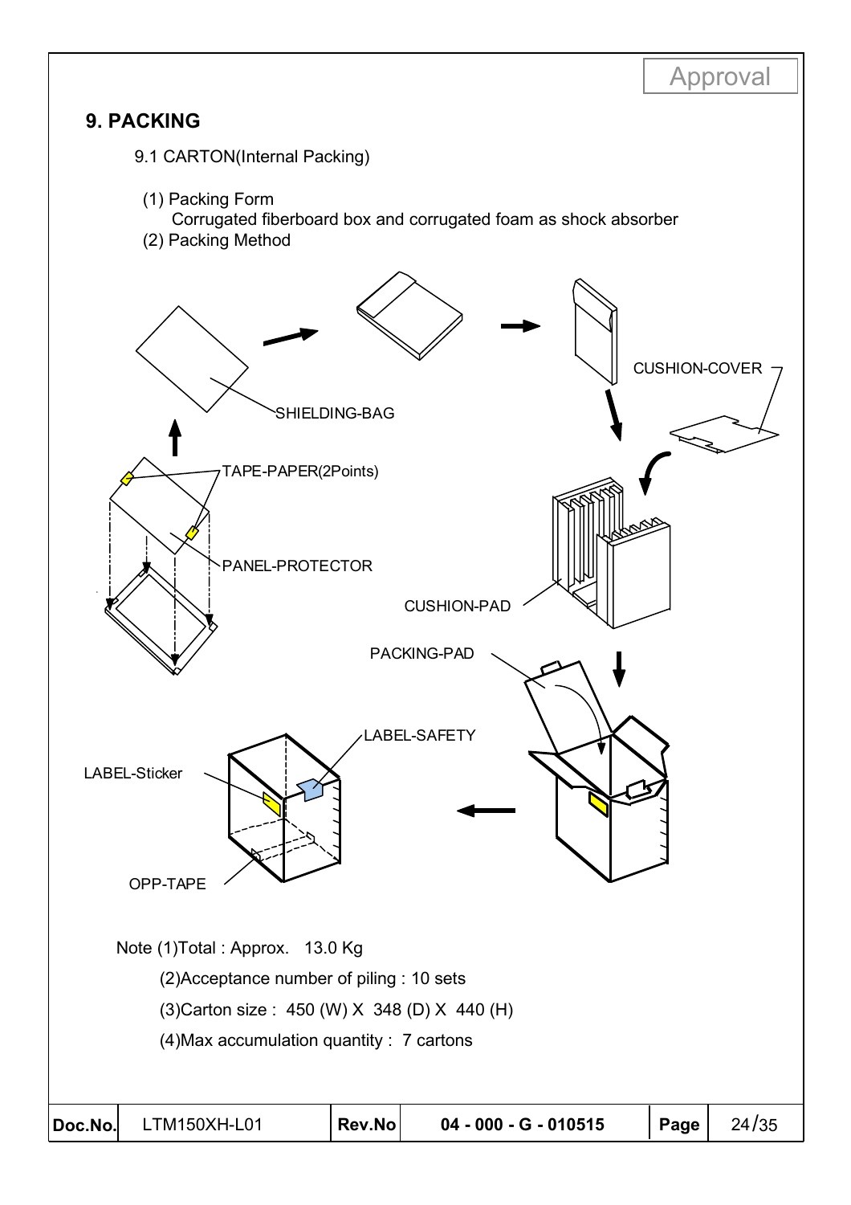Approval

## 9. PACKING

9.1 CARTON(Internal Packing)

(1) Packing Form

Corrugated fiberboard box and corrugated foam as shock absorber

(2) Packing Method

SHIELDING-BAG

CUSHION-COVER

TAPE-PAPER(2Points)

PANEL-PROTECTOR

CUSHION-PAD

PACKING-PAD

LABEL-SAFETY

LABEL-Sticker

OPP-TAPE

Note (1)Total : Approx. 13.0 Kg

(2)Acceptance number of piling : 10 sets

(3)Carton size : 450 (W) X 348 (D) X 440 (H)

(4)Max accumulation quantity : 7 cartons

| Doc.No. | LTM150XH-L01 | Rev.No | 04 - 000 - G - 010515 | Page | 24/35 |
|---|---|---|---|---|---|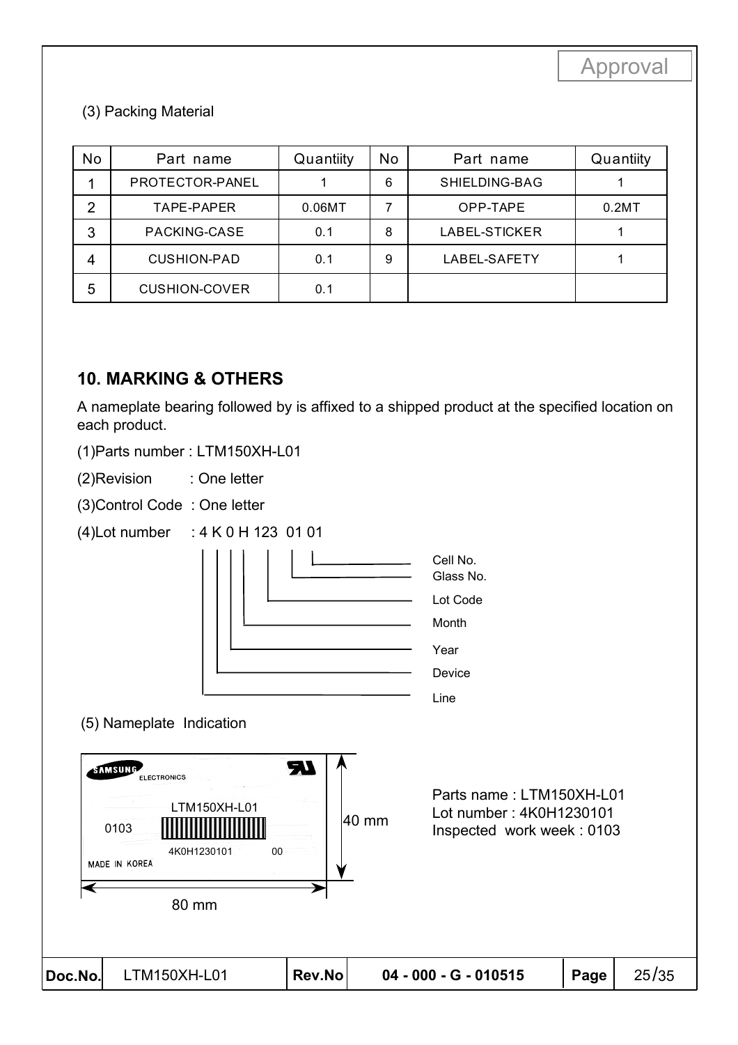(3) Packing Material

| No | Part name | Quantiity | No | Part name | Quantiity |
|---|---|---|---|---|---|
| 1 | PROTECTOR-PANEL | 1 | 6 | SHIELDING-BAG | 1 |
| 2 | TAPE-PAPER | 0.06MT | 7 | OPP-TAPE | 0.2MT |
| 3 | PACKING-CASE | 0.1 | 8 | LABEL-STICKER | 1 |
| 4 | CUSHION-PAD | 0.1 | 9 | LABEL-SAFETY | 1 |
| 5 | CUSHION-COVER | 0.1 | | | |

## 10. MARKING & OTHERS

A nameplate bearing followed by is affixed to a shipped product at the specified location on each product.

(1)Parts number : LTM150XH-L01

(2)Revision : One letter

(3)Control Code : One letter

(4)Lot number : 4 K 0 H 123 01 01

- 4 : Line
- K : Device
- 0 : Year
- H : Month
- 123 : Lot Code
- 01 : Glass No.
- 01 : Cell No.

(5) Nameplate Indication

SAMSUNG ELECTRONICS

LTM150XH-L01

0103

4K0H1230101 00

MADE IN KOREA

40 mm

80 mm

Parts name : LTM150XH-L01
Lot number : 4K0H1230101
Inspected work week : 0103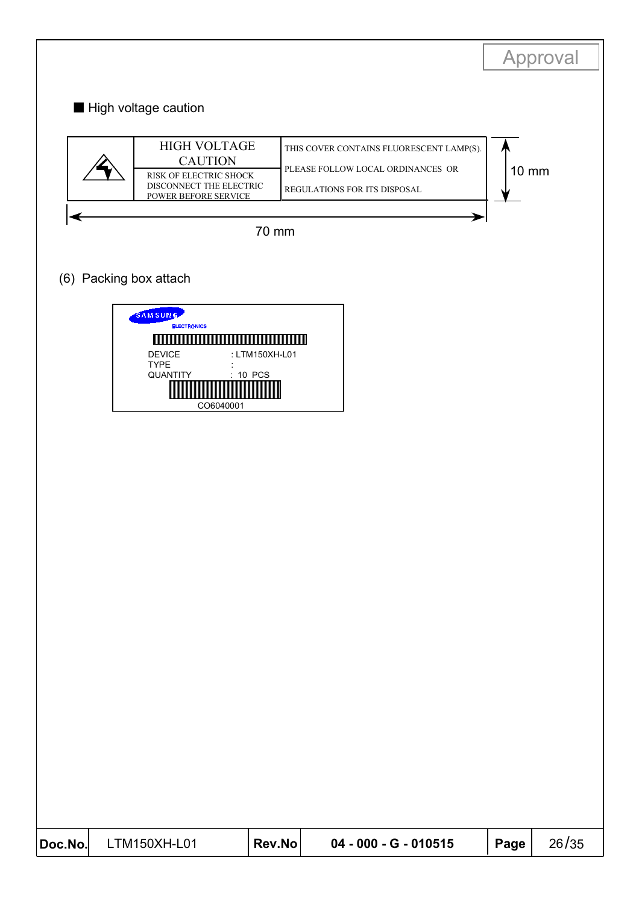■ High voltage caution

| | HIGH VOLTAGE CAUTION<br>RISK OF ELECTRIC SHOCK<br>DISCONNECT THE ELECTRIC POWER BEFORE SERVICE | THIS COVER CONTAINS FLUORESCENT LAMP(S).<br>PLEASE FOLLOW LOCAL ORDINANCES OR<br>REGULATIONS FOR ITS DISPOSAL |
|---|---|---|

10 mm

70 mm

(6) Packing box attach

SAMSUNG
ELECTRONICS

DEVICE : LTM150XH-L01
TYPE :
QUANTITY : 10 PCS

CO6040001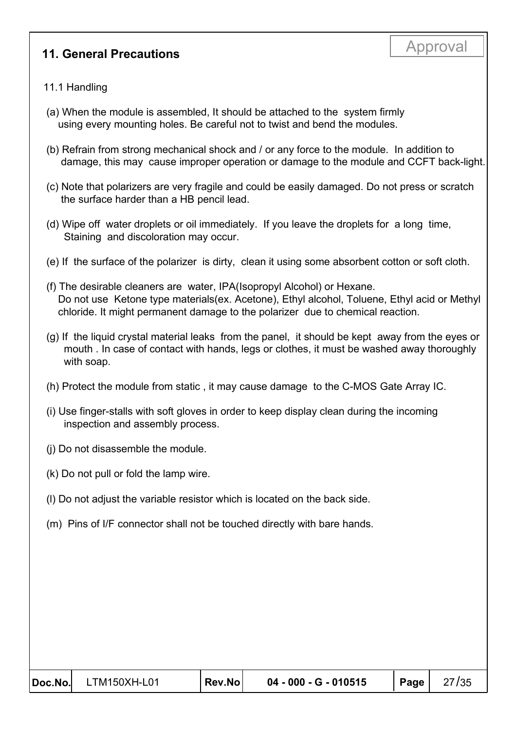## 11. General Precautions

Approval

11.1 Handling

(a) When the module is assembled, It should be attached to the system firmly using every mounting holes. Be careful not to twist and bend the modules.

(b) Refrain from strong mechanical shock and / or any force to the module. In addition to damage, this may cause improper operation or damage to the module and CCFT back-light.

(c) Note that polarizers are very fragile and could be easily damaged. Do not press or scratch the surface harder than a HB pencil lead.

(d) Wipe off water droplets or oil immediately. If you leave the droplets for a long time, Staining and discoloration may occur.

(e) If the surface of the polarizer is dirty, clean it using some absorbent cotton or soft cloth.

(f) The desirable cleaners are water, IPA(Isopropyl Alcohol) or Hexane.
Do not use Ketone type materials(ex. Acetone), Ethyl alcohol, Toluene, Ethyl acid or Methyl chloride. It might permanent damage to the polarizer due to chemical reaction.

(g) If the liquid crystal material leaks from the panel, it should be kept away from the eyes or mouth . In case of contact with hands, legs or clothes, it must be washed away thoroughly with soap.

(h) Protect the module from static , it may cause damage to the C-MOS Gate Array IC.

(i) Use finger-stalls with soft gloves in order to keep display clean during the incoming inspection and assembly process.

(j) Do not disassemble the module.

(k) Do not pull or fold the lamp wire.

(l) Do not adjust the variable resistor which is located on the back side.

(m) Pins of I/F connector shall not be touched directly with bare hands.

| Doc.No. | LTM150XH-L01 | Rev.No | 04 - 000 - G - 010515 | Page | 27/35 |
|---|---|---|---|---|---|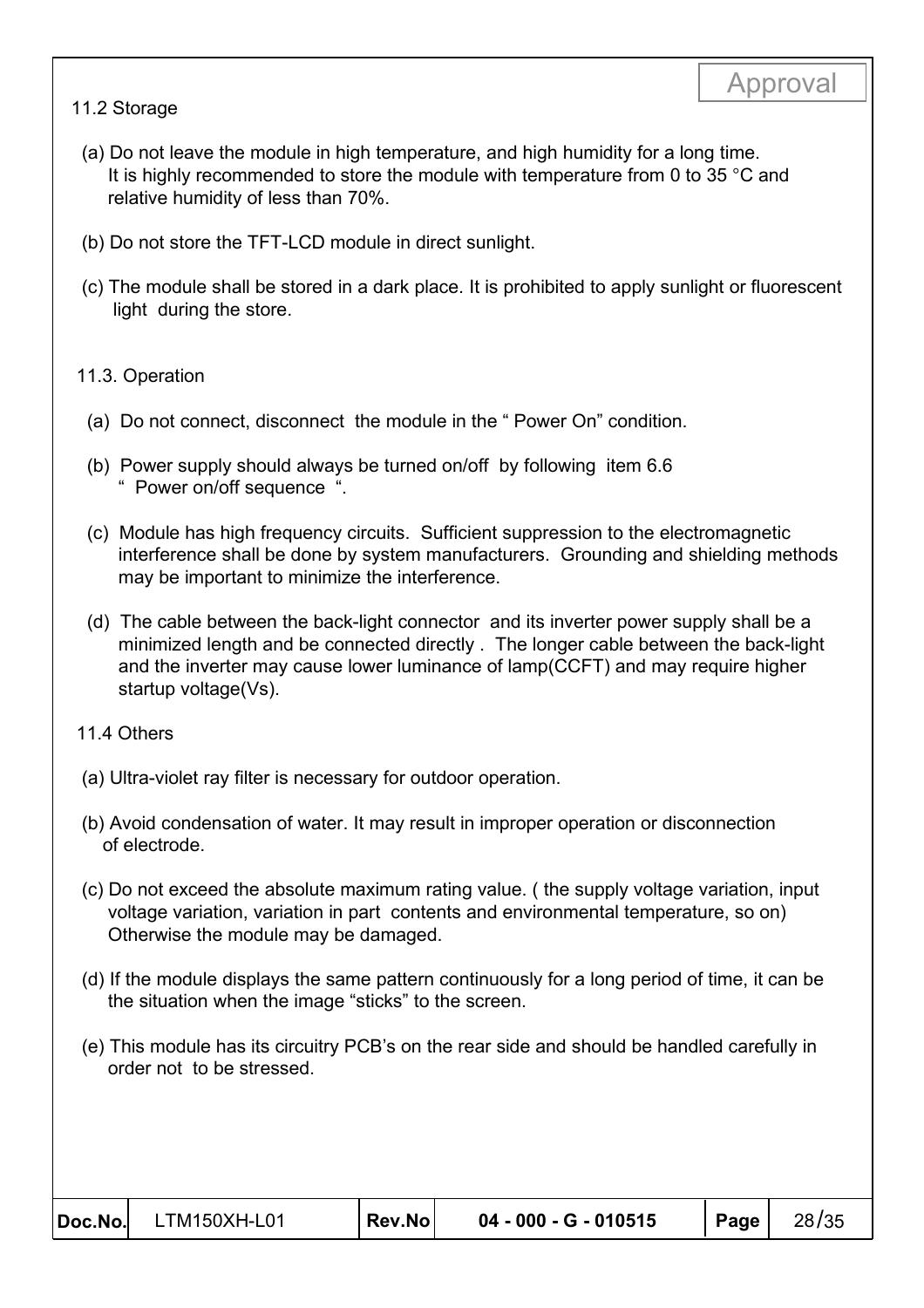### 11.2 Storage

(a) Do not leave the module in high temperature, and high humidity for a long time. It is highly recommended to store the module with temperature from 0 to 35 °C and relative humidity of less than 70%.

(b) Do not store the TFT-LCD module in direct sunlight.

(c) The module shall be stored in a dark place. It is prohibited to apply sunlight or fluorescent light during the store.

### 11.3. Operation

(a) Do not connect, disconnect the module in the " Power On" condition.

(b) Power supply should always be turned on/off by following item 6.6 " Power on/off sequence ".

(c) Module has high frequency circuits. Sufficient suppression to the electromagnetic interference shall be done by system manufacturers. Grounding and shielding methods may be important to minimize the interference.

(d) The cable between the back-light connector and its inverter power supply shall be a minimized length and be connected directly . The longer cable between the back-light and the inverter may cause lower luminance of lamp(CCFT) and may require higher startup voltage(Vs).

### 11.4 Others

(a) Ultra-violet ray filter is necessary for outdoor operation.

(b) Avoid condensation of water. It may result in improper operation or disconnection of electrode.

(c) Do not exceed the absolute maximum rating value. ( the supply voltage variation, input voltage variation, variation in part contents and environmental temperature, so on) Otherwise the module may be damaged.

(d) If the module displays the same pattern continuously for a long period of time, it can be the situation when the image "sticks" to the screen.

(e) This module has its circuitry PCB's on the rear side and should be handled carefully in order not to be stressed.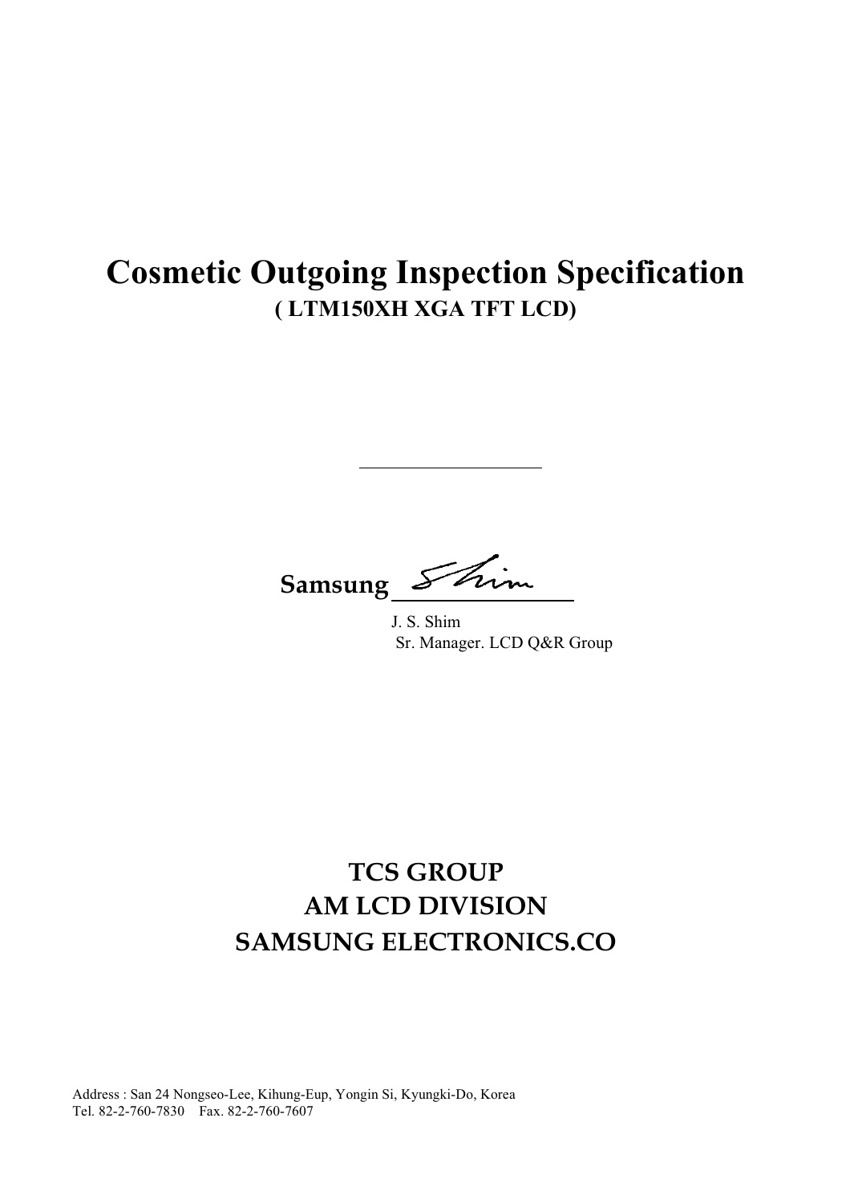# Cosmetic Outgoing Inspection Specification

**( LTM150XH XGA TFT LCD)**

---

**Samsung** ______________

J. S. Shim
Sr. Manager. LCD Q&R Group

## TCS GROUP
## AM LCD DIVISION
## SAMSUNG ELECTRONICS.CO

Address : San 24 Nongseo-Lee, Kihung-Eup, Yongin Si, Kyungki-Do, Korea
Tel. 82-2-760-7830 Fax. 82-2-760-7607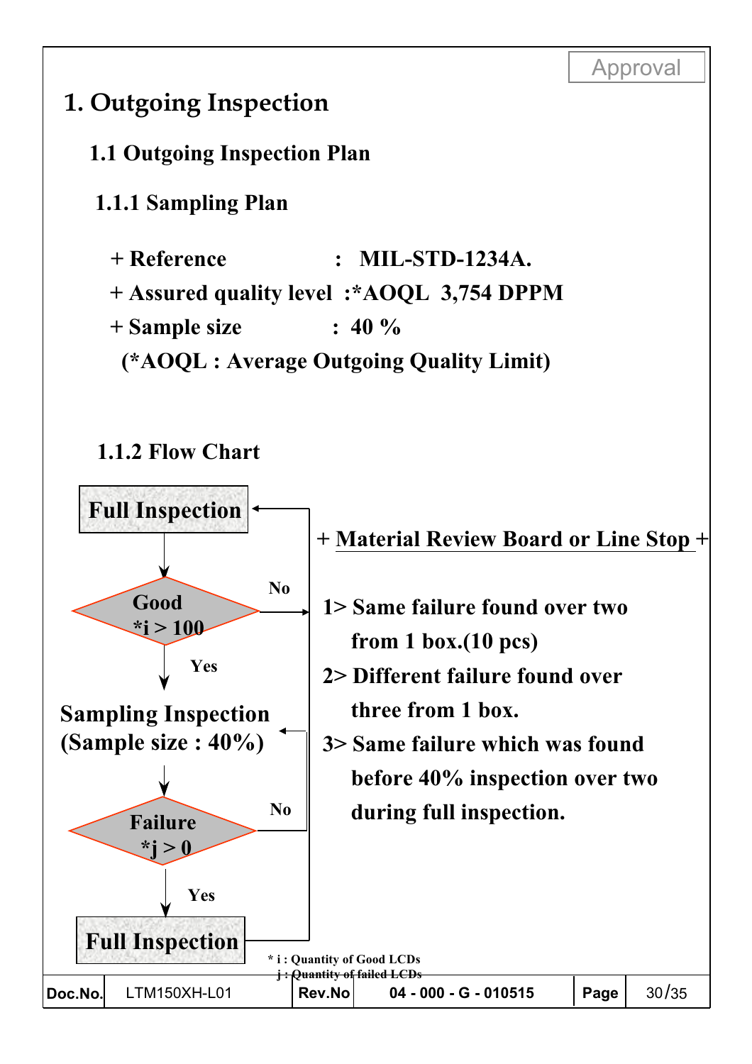Approval

# 1. Outgoing Inspection

## 1.1 Outgoing Inspection Plan

### 1.1.1 Sampling Plan

+ Reference : MIL-STD-1234A.
+ Assured quality level :*AOQL 3,754 DPPM
+ Sample size : 40 %

(*AOQL : Average Outgoing Quality Limit)

### 1.1.2 Flow Chart

Full Inspection

Good
*i > 100

No / Yes

Sampling Inspection
(Sample size : 40%)

Failure
*j > 0

No / Yes

Full Inspection

+ Material Review Board or Line Stop +

1> Same failure found over two from 1 box.(10 pcs)

2> Different failure found over three from 1 box.

3> Same failure which was found before 40% inspection over two during full inspection.

* i : Quantity of Good LCDs
  j : Quantity of failed LCDs

| Doc.No. | LTM150XH-L01 | Rev.No | 04 - 000 - G - 010515 | Page | 30/35 |
|---|---|---|---|---|---|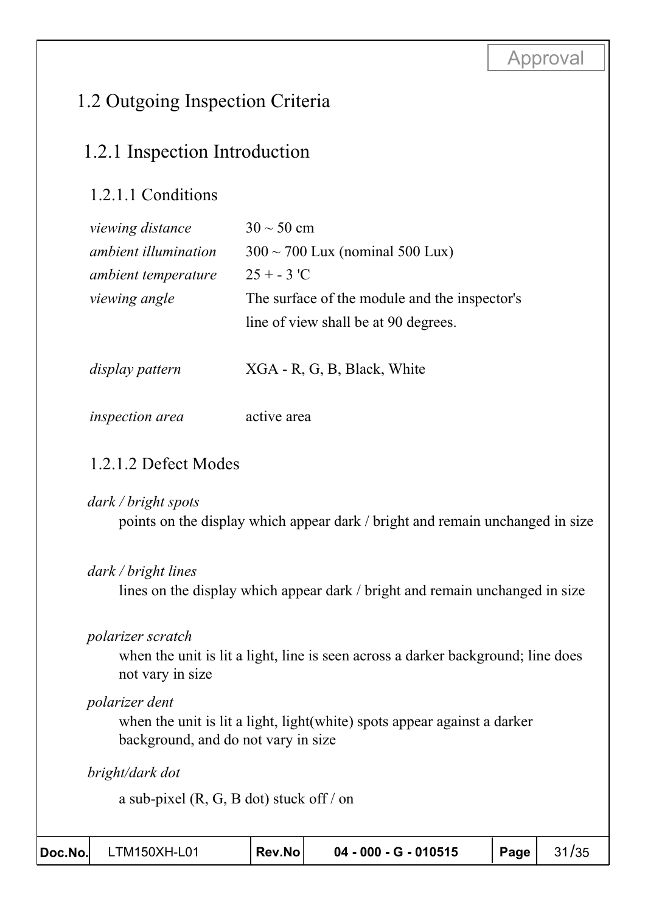# 1.2 Outgoing Inspection Criteria

## 1.2.1 Inspection Introduction

### 1.2.1.1 Conditions

| | |
|---|---|
| *viewing distance* | 30 ~ 50 cm |
| *ambient illumination* | 300 ~ 700 Lux (nominal 500 Lux) |
| *ambient temperature* | 25 + - 3 'C |
| *viewing angle* | The surface of the module and the inspector's line of view shall be at 90 degrees. |
| *display pattern* | XGA - R, G, B, Black, White |
| *inspection area* | active area |

### 1.2.1.2 Defect Modes

*dark / bright spots*

points on the display which appear dark / bright and remain unchanged in size

*dark / bright lines*

lines on the display which appear dark / bright and remain unchanged in size

*polarizer scratch*

when the unit is lit a light, line is seen across a darker background; line does not vary in size

*polarizer dent*

when the unit is lit a light, light(white) spots appear against a darker background, and do not vary in size

*bright/dark dot*

a sub-pixel (R, G, B dot) stuck off / on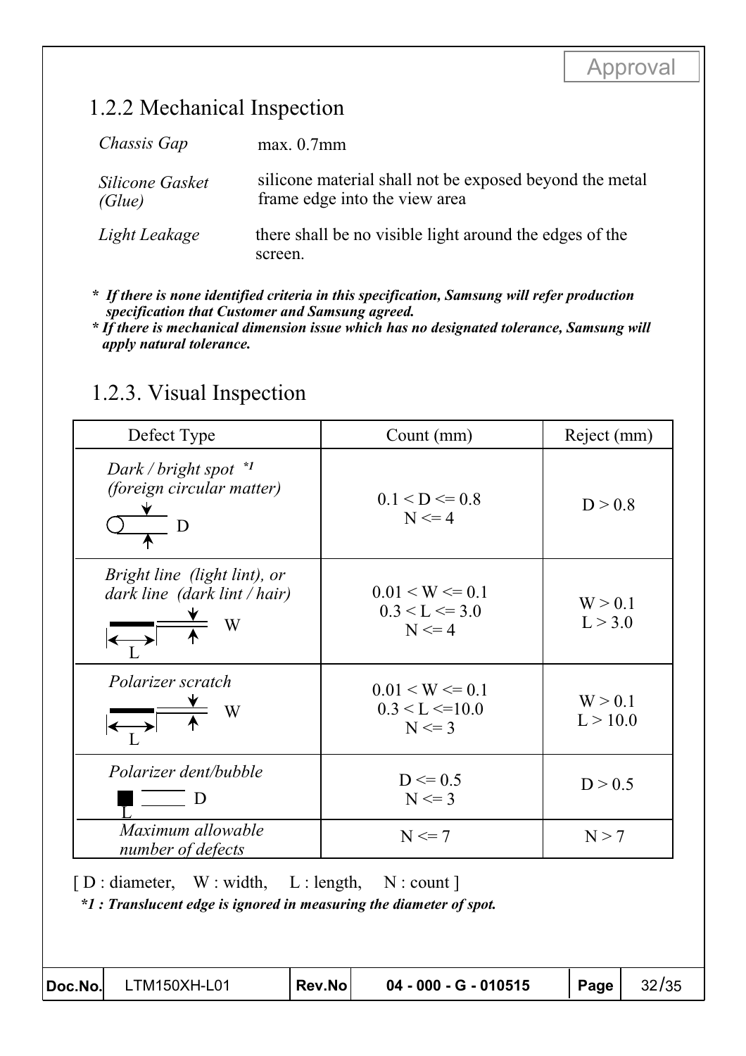Approval

## 1.2.2 Mechanical Inspection

| | |
|---|---|
| *Chassis Gap* | max. 0.7mm |
| *Silicone Gasket (Glue)* | silicone material shall not be exposed beyond the metal frame edge into the view area |
| *Light Leakage* | there shall be no visible light around the edges of the screen. |

***\* If there is none identified criteria in this specification, Samsung will refer production specification that Customer and Samsung agreed.***
***\* If there is mechanical dimension issue which has no designated tolerance, Samsung will apply natural tolerance.***

## 1.2.3. Visual Inspection

| Defect Type | Count (mm) | Reject (mm) |
|---|---|---|
| *Dark / bright spot* *1 *(foreign circular matter)* D | 0.1 < D <= 0.8<br>N <= 4 | D > 0.8 |
| *Bright line (light lint), or dark line (dark lint / hair)* W L | 0.01 < W <= 0.1<br>0.3 < L <= 3.0<br>N <= 4 | W > 0.1<br>L > 3.0 |
| *Polarizer scratch* W L | 0.01 < W <= 0.1<br>0.3 < L <=10.0<br>N <= 3 | W > 0.1<br>L > 10.0 |
| *Polarizer dent/bubble* D L | D <= 0.5<br>N <= 3 | D > 0.5 |
| *Maximum allowable number of defects* | N <= 7 | N > 7 |

[ D : diameter, W : width, L : length, N : count ]

***\*1 : Translucent edge is ignored in measuring the diameter of spot.***

| Doc.No. | LTM150XH-L01 | Rev.No | 04 - 000 - G - 010515 | Page | 32/35 |
|---|---|---|---|---|---|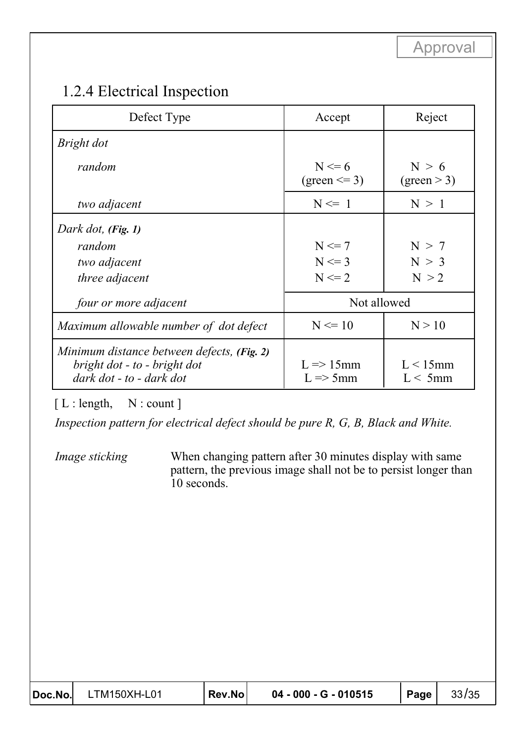## 1.2.4 Electrical Inspection

| Defect Type | Accept | Reject |
|---|---|---|
| *Bright dot* | | |
| *random* | N <= 6 (green <= 3) | N > 6 (green > 3) |
| *two adjacent* | N <= 1 | N > 1 |
| *Dark dot,* ***(Fig. 1)*** | | |
| *random* | N <= 7 | N > 7 |
| *two adjacent* | N <= 3 | N > 3 |
| *three adjacent* | N <= 2 | N > 2 |
| *four or more adjacent* | Not allowed | |
| *Maximum allowable number of dot defect* | N <= 10 | N > 10 |
| *Minimum distance between defects,* ***(Fig. 2)*** | | |
| *bright dot - to - bright dot* | L => 15mm | L < 15mm |
| *dark dot - to - dark dot* | L => 5mm | L < 5mm |

[ L : length, N : count ]

*Inspection pattern for electrical defect should be pure R, G, B, Black and White.*

*Image sticking* When changing pattern after 30 minutes display with same pattern, the previous image shall not be to persist longer than 10 seconds.

| Doc.No. | LTM150XH-L01 | Rev.No | 04 - 000 - G - 010515 | Page | 33/35 |
|---|---|---|---|---|---|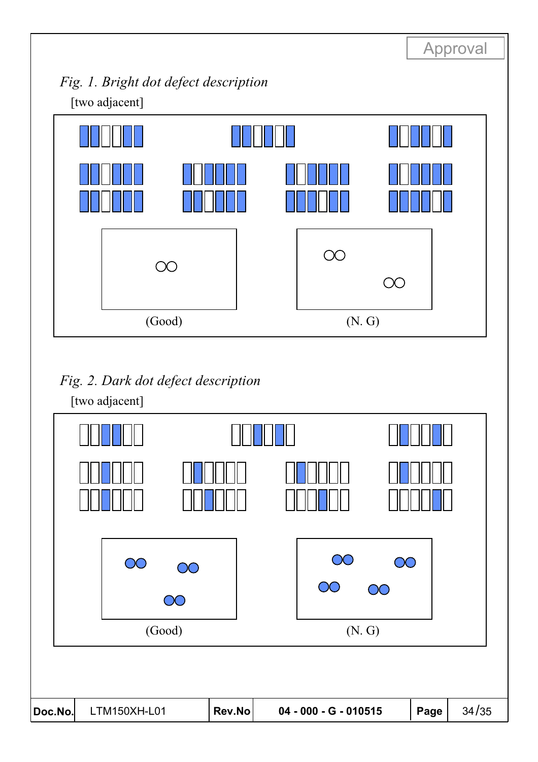*Fig. 1. Bright dot defect description*

[two adjacent]

(Good) (N. G)

*Fig. 2. Dark dot defect description*

[two adjacent]

(Good) (N. G)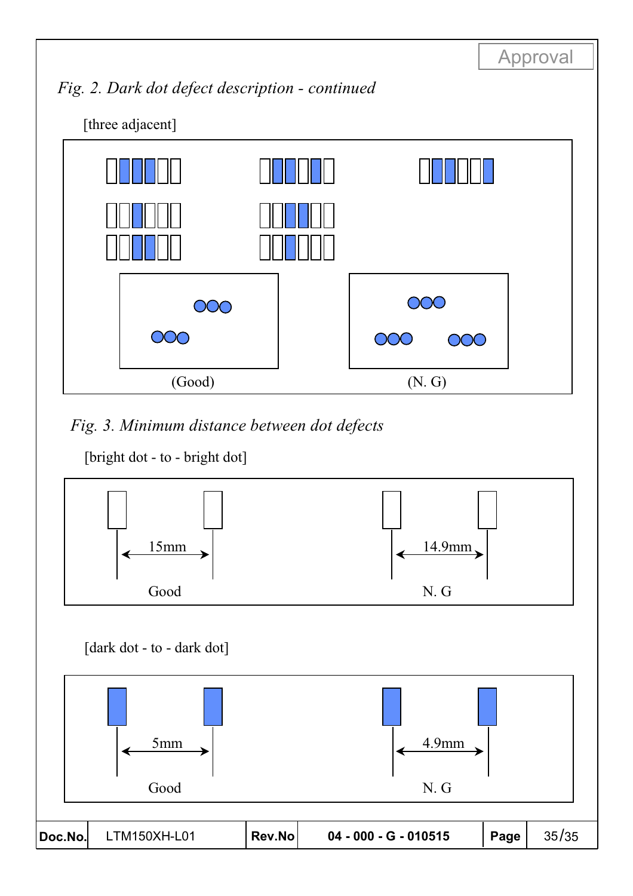*Fig. 2. Dark dot defect description - continued*

[three adjacent]

(Good)

(N. G)

*Fig. 3. Minimum distance between dot defects*

[bright dot - to - bright dot]

15mm

Good

14.9mm

N. G

[dark dot - to - dark dot]

5mm

Good

4.9mm

N. G